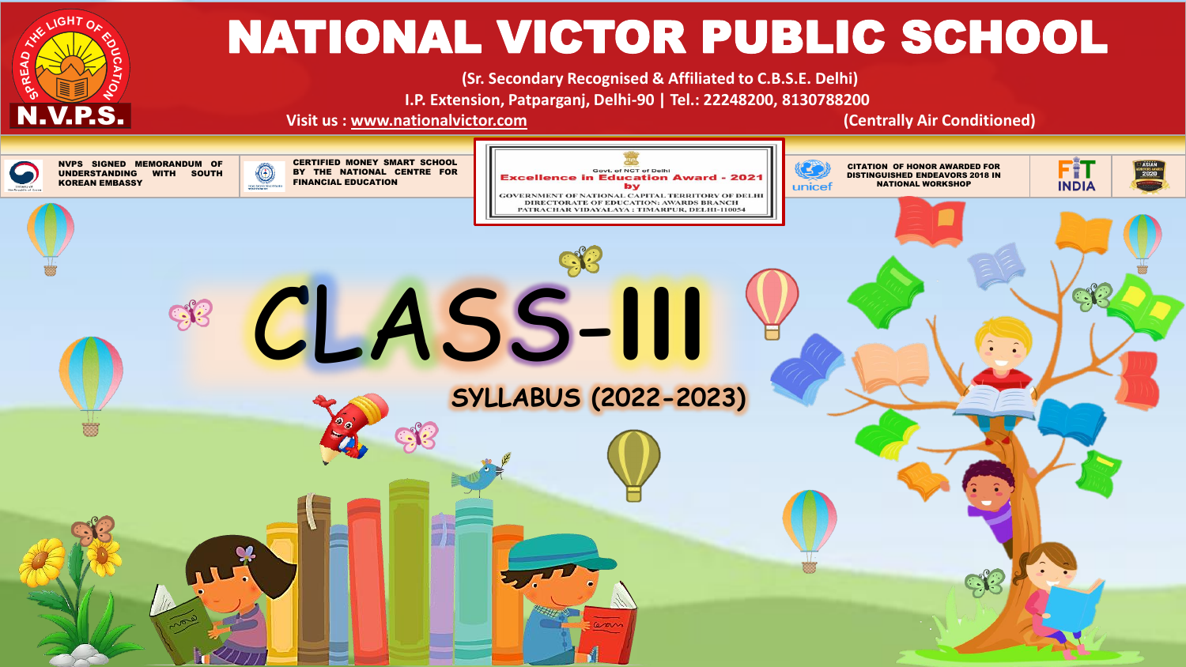# NATIONAL VICTOR PUBLIC SCHOOL

(Sr. Secondary Recognised & Affiliated to C.B.S.E. Delhi)

I.P. Extension, Patparganj, Delhi-90 | Tel.: 22248200, 8130788200

Visit us : www.nationalvictor.com

(Centrally Air Conditioned)

SPREAD THE LIGHT OF EDUCATION

N.V.P.S.

NVPS SIGNED MEMORANDUM OF UNDERSTANDING WITH SOUTH KOREAN EMBASSY

CERTIFIED MONEY SMART SCHOOL BY THE NATIONAL CENTRE FOR FINANCIAL EDUCATION

Govt. of NCT of Delhi

Excellence in Education Award - 2021 by

GOVERNMENT OF NATIONAL CAPITAL TERRITORY OF DELHI
DIRECTORATE OF EDUCATION: AWARDS BRANCH
PATRACHAR VIDYALAYA : TIMARPUR, DELHI-110054

CITATION OF HONOR AWARDED FOR DISTINGUISHED ENDEAVORS 2018 IN NATIONAL WORKSHOP

# CLASS-III

## SYLLABUS (2022-2023)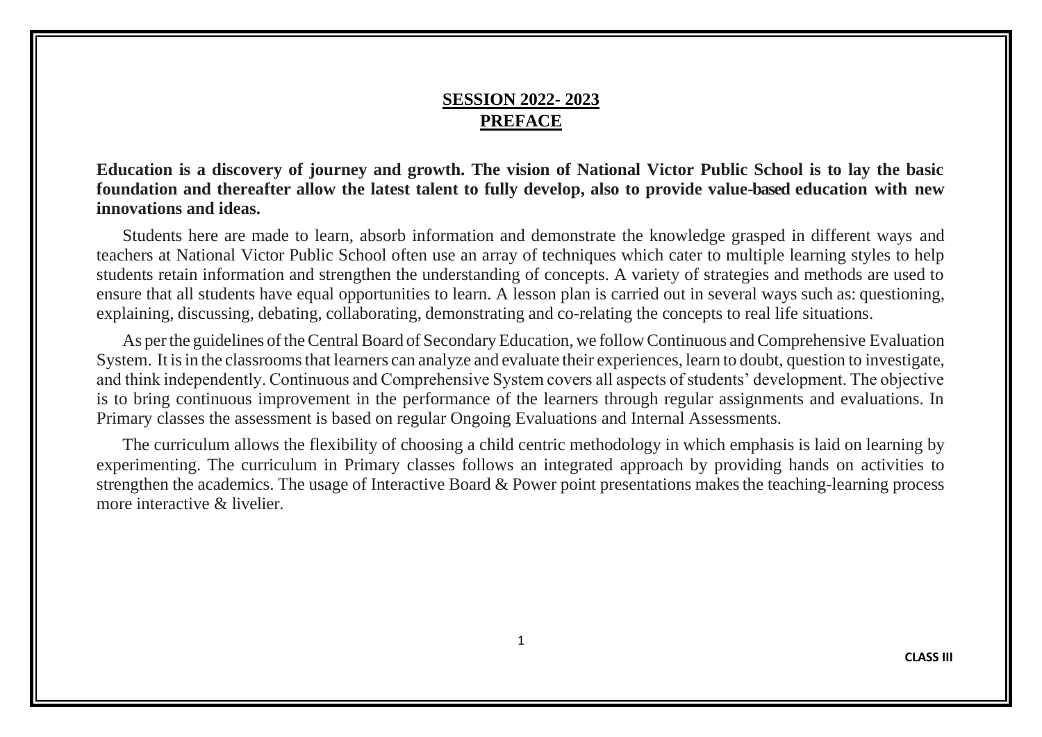## SESSION 2022- 2023

## PREFACE

**Education is a discovery of journey and growth. The vision of National Victor Public School is to lay the basic foundation and thereafter allow the latest talent to fully develop, also to provide value-based education with new innovations and ideas.**

Students here are made to learn, absorb information and demonstrate the knowledge grasped in different ways and teachers at National Victor Public School often use an array of techniques which cater to multiple learning styles to help students retain information and strengthen the understanding of concepts. A variety of strategies and methods are used to ensure that all students have equal opportunities to learn. A lesson plan is carried out in several ways such as: questioning, explaining, discussing, debating, collaborating, demonstrating and co-relating the concepts to real life situations.

As per the guidelines of the Central Board of Secondary Education, we follow Continuous and Comprehensive Evaluation System. It is in the classrooms that learners can analyze and evaluate their experiences, learn to doubt, question to investigate, and think independently. Continuous and Comprehensive System covers all aspects of students' development. The objective is to bring continuous improvement in the performance of the learners through regular assignments and evaluations. In Primary classes the assessment is based on regular Ongoing Evaluations and Internal Assessments.

The curriculum allows the flexibility of choosing a child centric methodology in which emphasis is laid on learning by experimenting. The curriculum in Primary classes follows an integrated approach by providing hands on activities to strengthen the academics. The usage of Interactive Board & Power point presentations makes the teaching-learning process more interactive & livelier.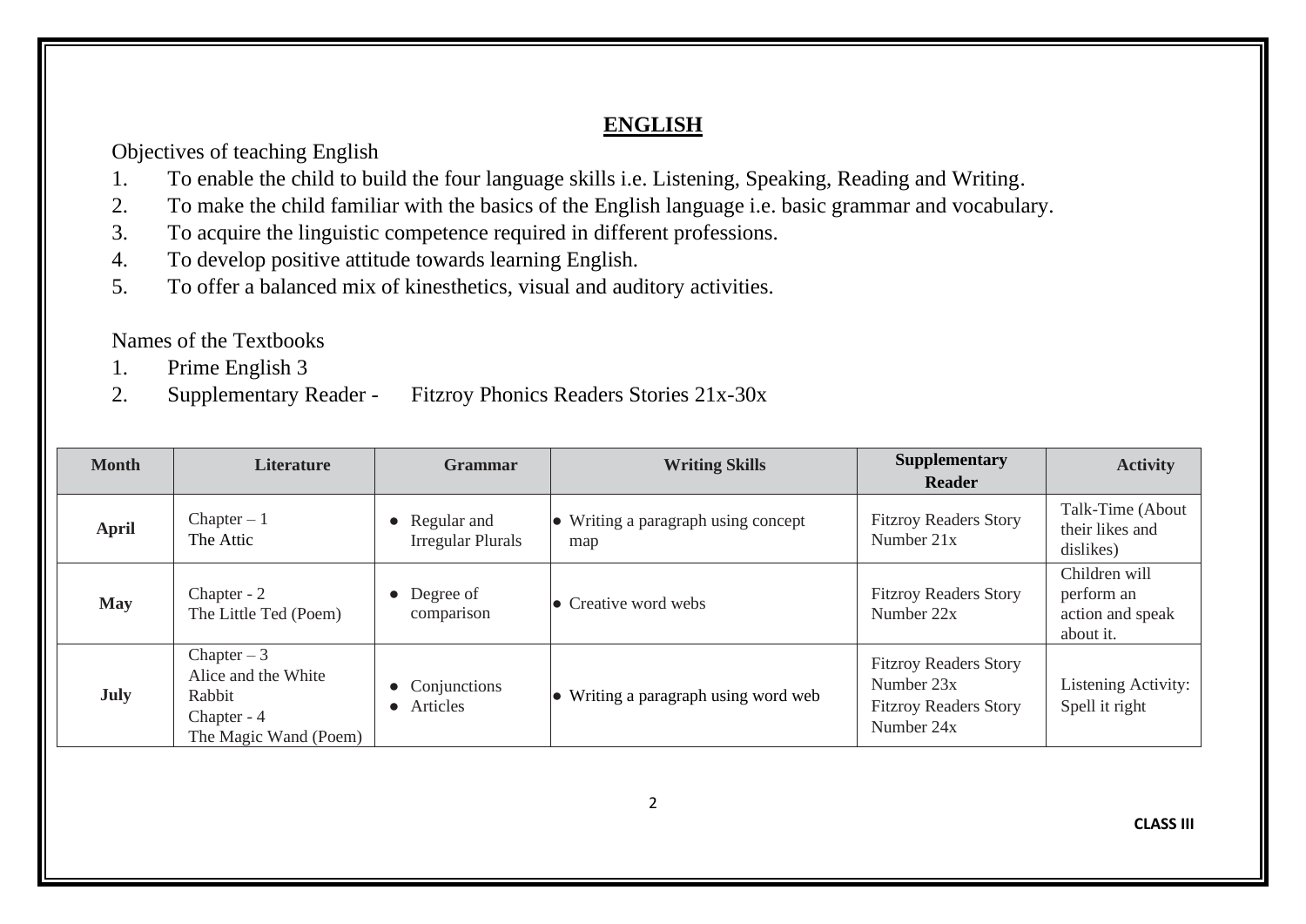# ENGLISH

Objectives of teaching English

1. To enable the child to build the four language skills i.e. Listening, Speaking, Reading and Writing.
2. To make the child familiar with the basics of the English language i.e. basic grammar and vocabulary.
3. To acquire the linguistic competence required in different professions.
4. To develop positive attitude towards learning English.
5. To offer a balanced mix of kinesthetics, visual and auditory activities.

Names of the Textbooks

1. Prime English 3
2. Supplementary Reader - Fitzroy Phonics Readers Stories 21x-30x

| Month | Literature | Grammar | Writing Skills | Supplementary Reader | Activity |
|---|---|---|---|---|---|
| **April** | Chapter – 1<br>The Attic | • Regular and Irregular Plurals | • Writing a paragraph using concept map | Fitzroy Readers Story Number 21x | Talk-Time (About their likes and dislikes) |
| **May** | Chapter - 2<br>The Little Ted (Poem) | • Degree of comparison | • Creative word webs | Fitzroy Readers Story Number 22x | Children will perform an action and speak about it. |
| **July** | Chapter – 3<br>Alice and the White Rabbit<br>Chapter - 4<br>The Magic Wand (Poem) | • Conjunctions<br>• Articles | • Writing a paragraph using word web | Fitzroy Readers Story Number 23x<br>Fitzroy Readers Story Number 24x | Listening Activity: Spell it right |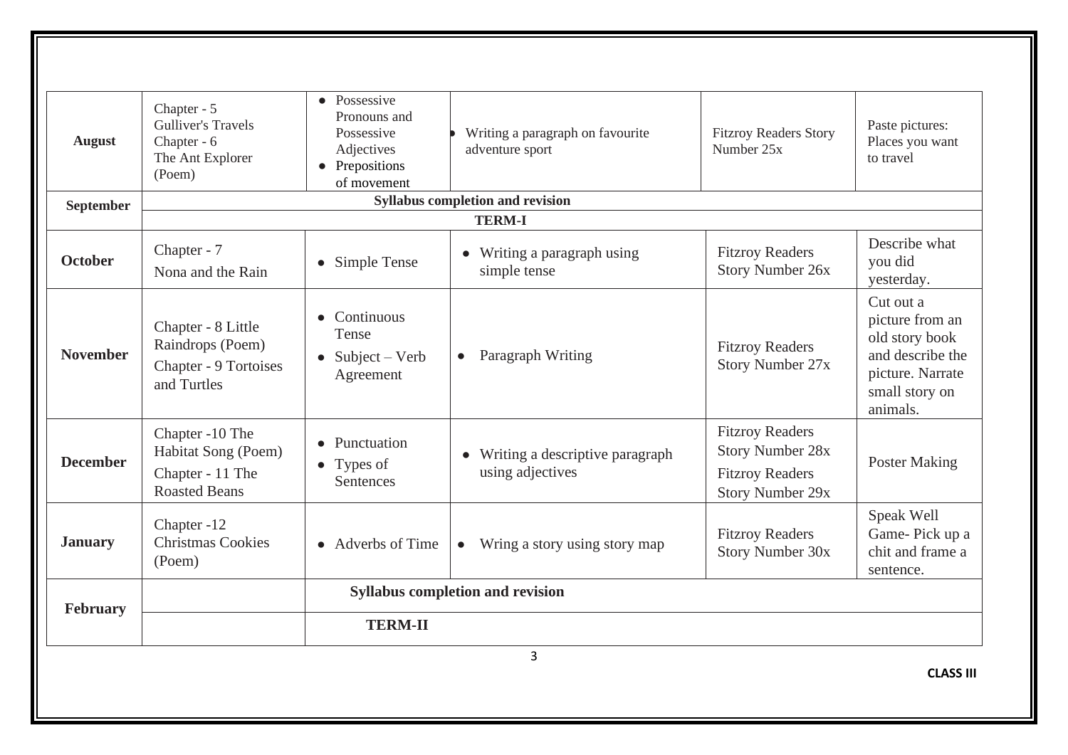| | | | | | |
|---|---|---|---|---|---|
| **August** | Chapter - 5 Gulliver's Travels<br>Chapter - 6 The Ant Explorer (Poem) | • Possessive Pronouns and Possessive Adjectives<br>• Prepositions of movement | • Writing a paragraph on favourite adventure sport | Fitzroy Readers Story Number 25x | Paste pictures: Places you want to travel |
| **September** | **Syllabus completion and revision** | | | | |
| | **TERM-I** | | | | |
| **October** | Chapter - 7<br>Nona and the Rain | • Simple Tense | • Writing a paragraph using simple tense | Fitzroy Readers Story Number 26x | Describe what you did yesterday. |
| **November** | Chapter - 8 Little Raindrops (Poem)<br>Chapter - 9 Tortoises and Turtles | • Continuous Tense<br>• Subject – Verb Agreement | • Paragraph Writing | Fitzroy Readers Story Number 27x | Cut out a picture from an old story book and describe the picture. Narrate small story on animals. |
| **December** | Chapter -10 The Habitat Song (Poem)<br>Chapter - 11 The Roasted Beans | • Punctuation<br>• Types of Sentences | • Writing a descriptive paragraph using adjectives | Fitzroy Readers Story Number 28x<br>Fitzroy Readers Story Number 29x | Poster Making |
| **January** | Chapter -12<br>Christmas Cookies (Poem) | • Adverbs of Time | • Wring a story using story map | Fitzroy Readers Story Number 30x | Speak Well Game- Pick up a chit and frame a sentence. |
| **February** | | **Syllabus completion and revision** | | | |
| | | **TERM-II** | | | |

**CLASS III**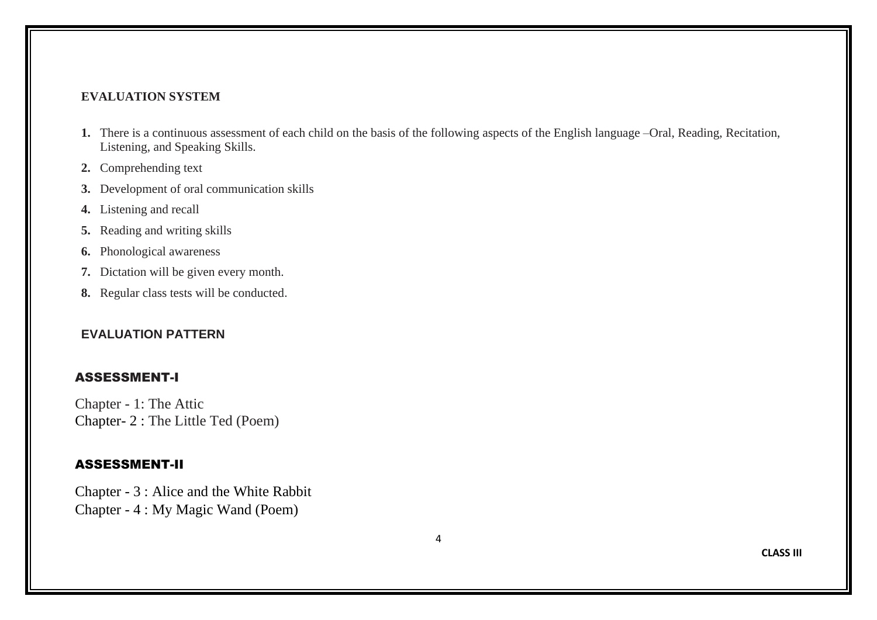## EVALUATION SYSTEM

1. There is a continuous assessment of each child on the basis of the following aspects of the English language –Oral, Reading, Recitation, Listening, and Speaking Skills.
2. Comprehending text
3. Development of oral communication skills
4. Listening and recall
5. Reading and writing skills
6. Phonological awareness
7. Dictation will be given every month.
8. Regular class tests will be conducted.

## EVALUATION PATTERN

### ASSESSMENT-I

Chapter - 1: The Attic
Chapter- 2 : The Little Ted (Poem)

### ASSESSMENT-II

Chapter - 3 : Alice and the White Rabbit
Chapter - 4 : My Magic Wand (Poem)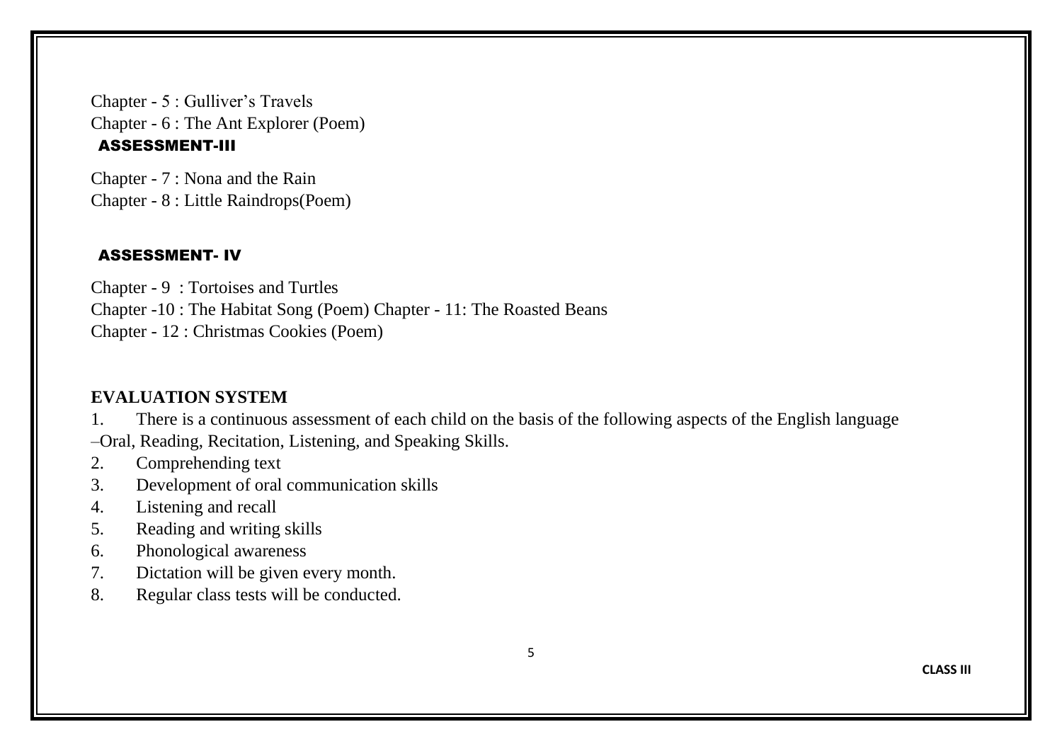Chapter - 5 : Gulliver's Travels
Chapter - 6 : The Ant Explorer (Poem)

### ASSESSMENT-III

Chapter - 7 : Nona and the Rain
Chapter - 8 : Little Raindrops(Poem)

### ASSESSMENT- IV

Chapter - 9 : Tortoises and Turtles
Chapter -10 : The Habitat Song (Poem) Chapter - 11: The Roasted Beans
Chapter - 12 : Christmas Cookies (Poem)

**EVALUATION SYSTEM**

1. There is a continuous assessment of each child on the basis of the following aspects of the English language –Oral, Reading, Recitation, Listening, and Speaking Skills.
2. Comprehending text
3. Development of oral communication skills
4. Listening and recall
5. Reading and writing skills
6. Phonological awareness
7. Dictation will be given every month.
8. Regular class tests will be conducted.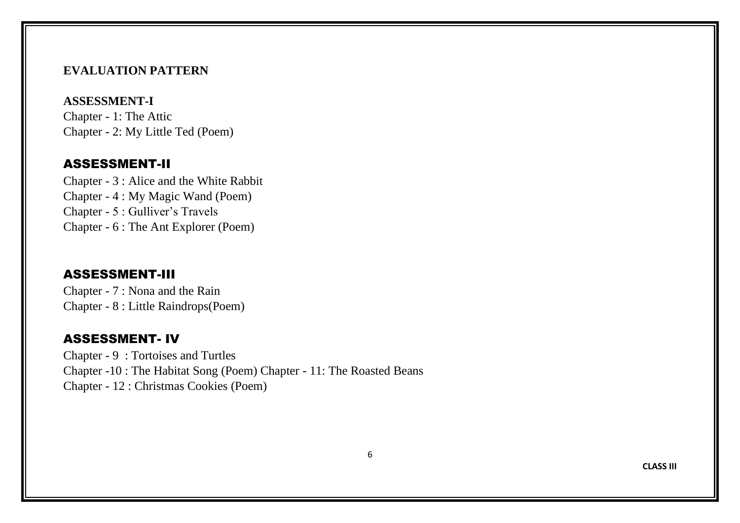## EVALUATION PATTERN

### ASSESSMENT-I

Chapter - 1: The Attic
Chapter - 2: My Little Ted (Poem)

### ASSESSMENT-II

Chapter - 3 : Alice and the White Rabbit
Chapter - 4 : My Magic Wand (Poem)
Chapter - 5 : Gulliver's Travels
Chapter - 6 : The Ant Explorer (Poem)

### ASSESSMENT-III

Chapter - 7 : Nona and the Rain
Chapter - 8 : Little Raindrops(Poem)

### ASSESSMENT- IV

Chapter - 9 : Tortoises and Turtles
Chapter -10 : The Habitat Song (Poem) Chapter - 11: The Roasted Beans
Chapter - 12 : Christmas Cookies (Poem)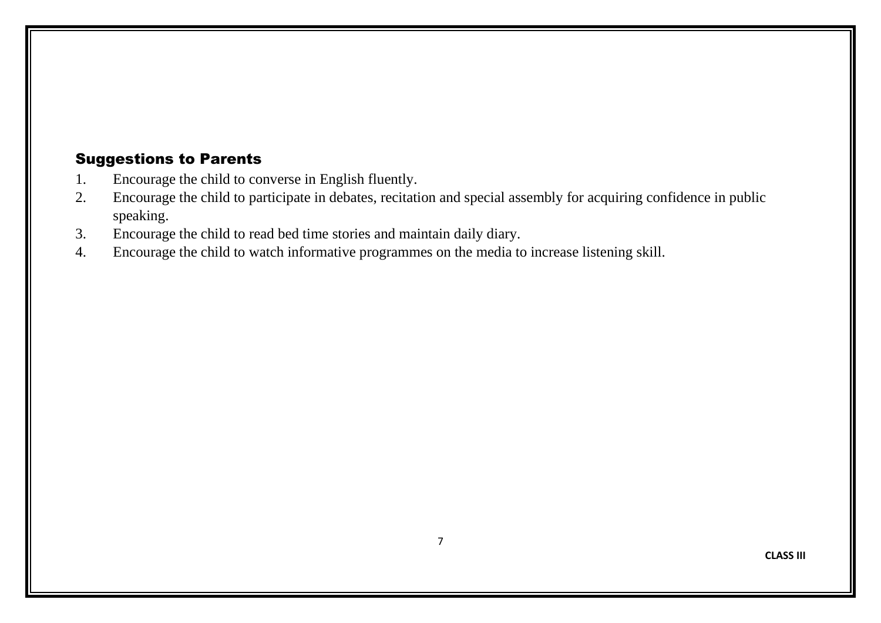## Suggestions to Parents

1. Encourage the child to converse in English fluently.
2. Encourage the child to participate in debates, recitation and special assembly for acquiring confidence in public speaking.
3. Encourage the child to read bed time stories and maintain daily diary.
4. Encourage the child to watch informative programmes on the media to increase listening skill.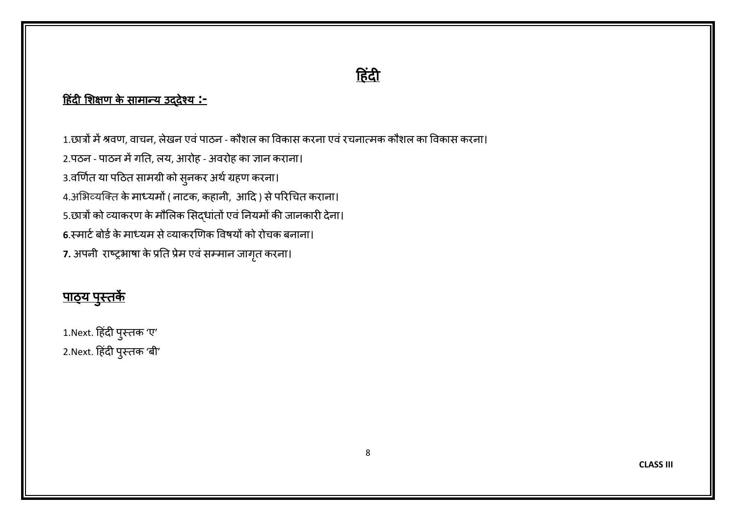# हिंदी

**हिंदी शिक्षण के सामान्य उद्देश्य :-**

1.छात्रों में श्रवण, वाचन, लेखन एवं पाठन - कौशल का विकास करना एवं रचनात्मक कौशल का विकास करना।

2.पठन - पाठन में गति, लय, आरोह - अवरोह का ज्ञान कराना।

3.वर्णित या पठित सामग्री को सुनकर अर्थ ग्रहण करना।

4.अभिव्यक्ति के माध्यमों ( नाटक, कहानी, आदि ) से परिचित कराना।

5.छात्रों को व्याकरण के मौलिक सिद्धांतों एवं नियमों की जानकारी देना।

**6**.स्मार्ट बोर्ड के माध्यम से व्याकरणिक विषयों को रोचक बनाना।

**7.** अपनी राष्ट्रभाषा के प्रति प्रेम एवं सम्मान जागृत करना।

## पाठ्य पुस्तकें

1.Next. हिंदी पुस्तक 'ए'

2.Next. हिंदी पुस्तक 'बी'

CLASS III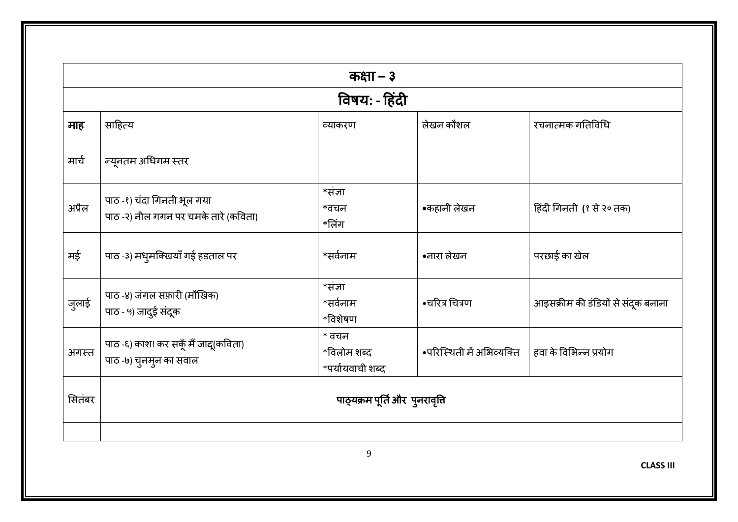| कक्षा – ३ | | | | |
|---|---|---|---|---|
| **विषयः - हिंदी** | | | | |
| **माह** | साहित्य | व्याकरण | लेखन कौशल | रचनात्मक गतिविधि |
| मार्च | न्यूनतम अधिगम स्तर | | | |
| अप्रैल | पाठ -१) चंदा गिनती भूल गया<br>पाठ -२) नील गगन पर चमके तारे (कविता) | *संज्ञा<br>*वचन<br>*लिंग | •कहानी लेखन | हिंदी गिनती (१ से २० तक) |
| मई | पाठ -३) मधुमक्खियाँ गईं हड़ताल पर | *सर्वनाम | •नारा लेखन | परछाई का खेल |
| जुलाई | पाठ -४) जंगल सफ़ारी (मौखिक)<br>पाठ - ५) जादुई संदूक | *संज्ञा<br>*सर्वनाम<br>*विशेषण | •चरित्र चित्रण | आइसक्रीम की डंडियों से संदूक बनाना |
| अगस्त | पाठ -६) काश! कर सकूँ मैं जादू(कविता)<br>पाठ -७) चुनमुन का सवाल | * वचन<br>*विलोम शब्द<br>*पर्यायवाची शब्द | •परिस्थिती में अभिव्यक्ति | हवा के विभिन्न प्रयोग |
| सितंबर | **पाठ्यक्रम पूर्ति और पुनरावृत्ति** | | | |
| | | | | |

CLASS III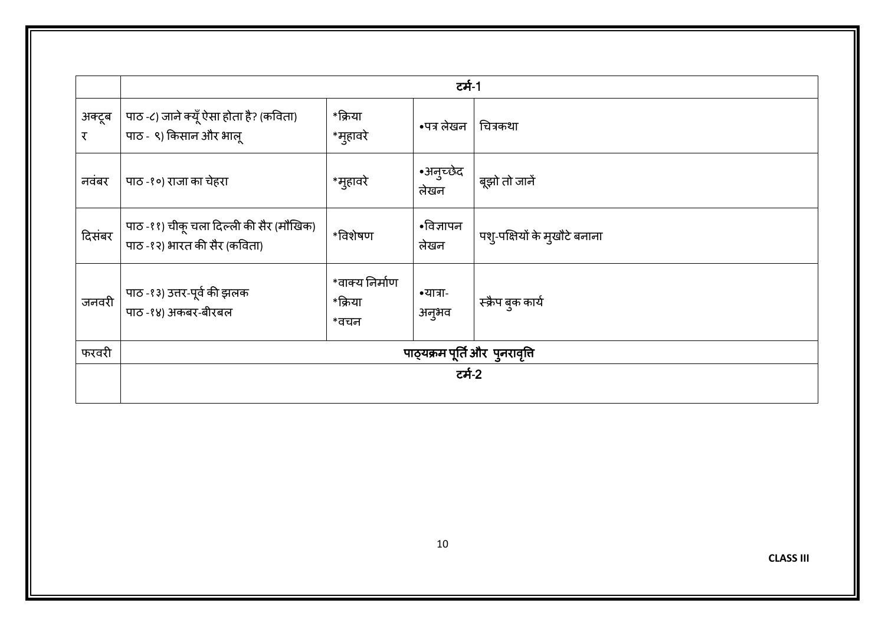| | टर्म-1 | | | |
|---|---|---|---|---|
| अक्टूबर | पाठ -८) जाने क्यूँ ऐसा होता है? (कविता)<br>पाठ - ९) किसान और भालू | *क्रिया<br>*मुहावरे | •पत्र लेखन | चित्रकथा |
| नवंबर | पाठ -१०) राजा का चेहरा | *मुहावरे | •अनुच्छेद लेखन | बूझो तो जानें |
| दिसंबर | पाठ -११) चीकू चला दिल्ली की सैर (मौखिक)<br>पाठ -१२) भारत की सैर (कविता) | *विशेषण | •विज्ञापन लेखन | पशु-पक्षियों के मुखौटे बनाना |
| जनवरी | पाठ -१३) उत्तर-पूर्व की झलक<br>पाठ -१४) अकबर-बीरबल | *वाक्य निर्माण<br>*क्रिया<br>*वचन | •यात्रा-अनुभव | स्क्रैप बुक कार्य |
| फरवरी | पाठ्यक्रम पूर्ति और पुनरावृत्ति | | | |
| | टर्म-2 | | | |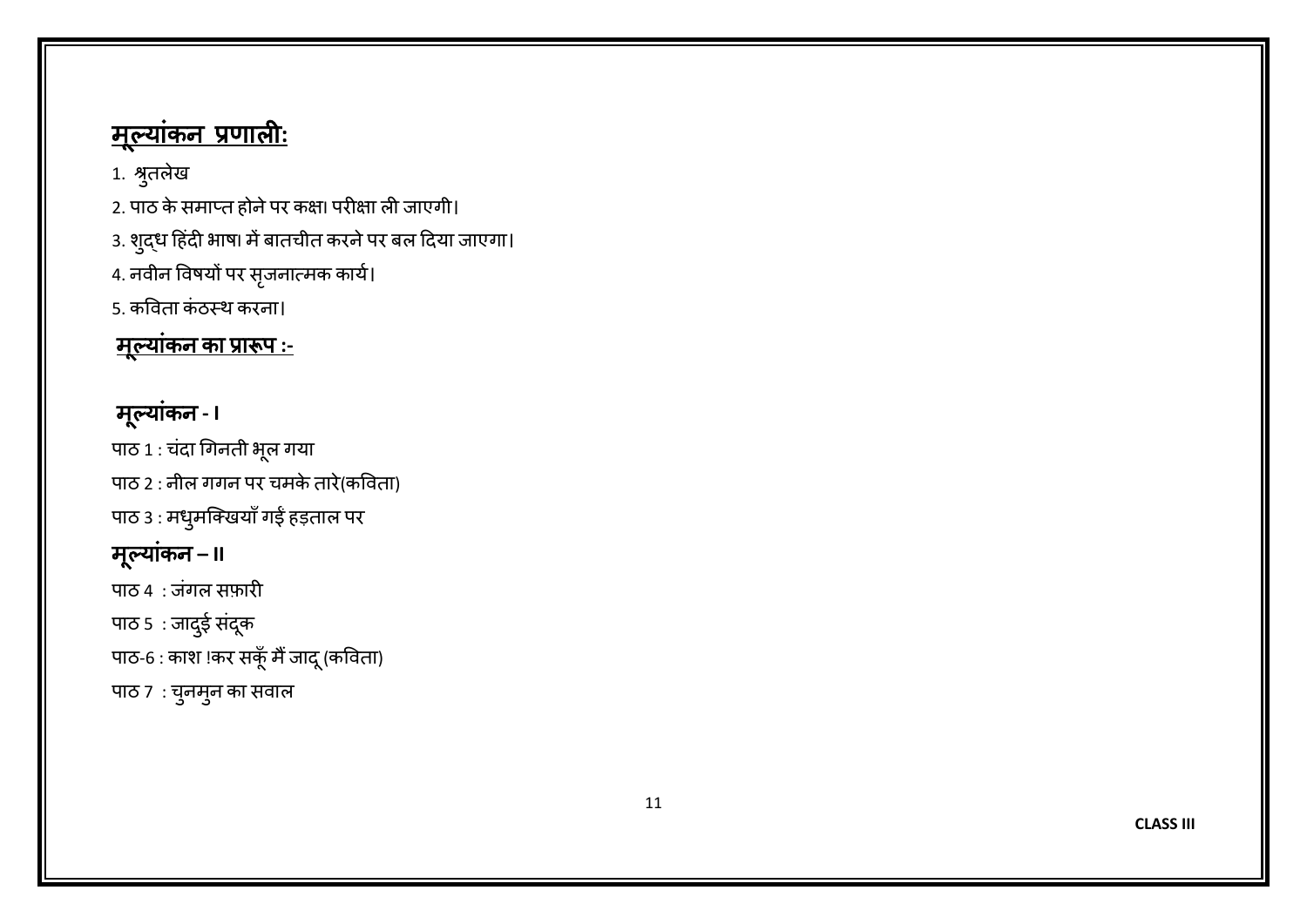## <u>मूल्यांकन प्रणाली:</u>

1. श्रुतलेख
2. पाठ के समाप्त होने पर कक्षा परीक्षा ली जाएगी।
3. शुद्ध हिंदी भाषा में बातचीत करने पर बल दिया जाएगा।
4. नवीन विषयों पर सृजनात्मक कार्य।
5. कविता कंठस्थ करना।

**<u>मूल्यांकन का प्रारूप :-</u>**

**मूल्यांकन - I**

पाठ 1 : चंदा गिनती भूल गया

पाठ 2 : नील गगन पर चमके तारे(कविता)

पाठ 3 : मधुमक्खियाँ गईं हड़ताल पर

**मूल्यांकन – II**

पाठ 4 : जंगल सफ़ारी

पाठ 5 : जादुई संदूक

पाठ-6 : काश !कर सकूँ मैं जादू (कविता)

पाठ 7 : चुनमुन का सवाल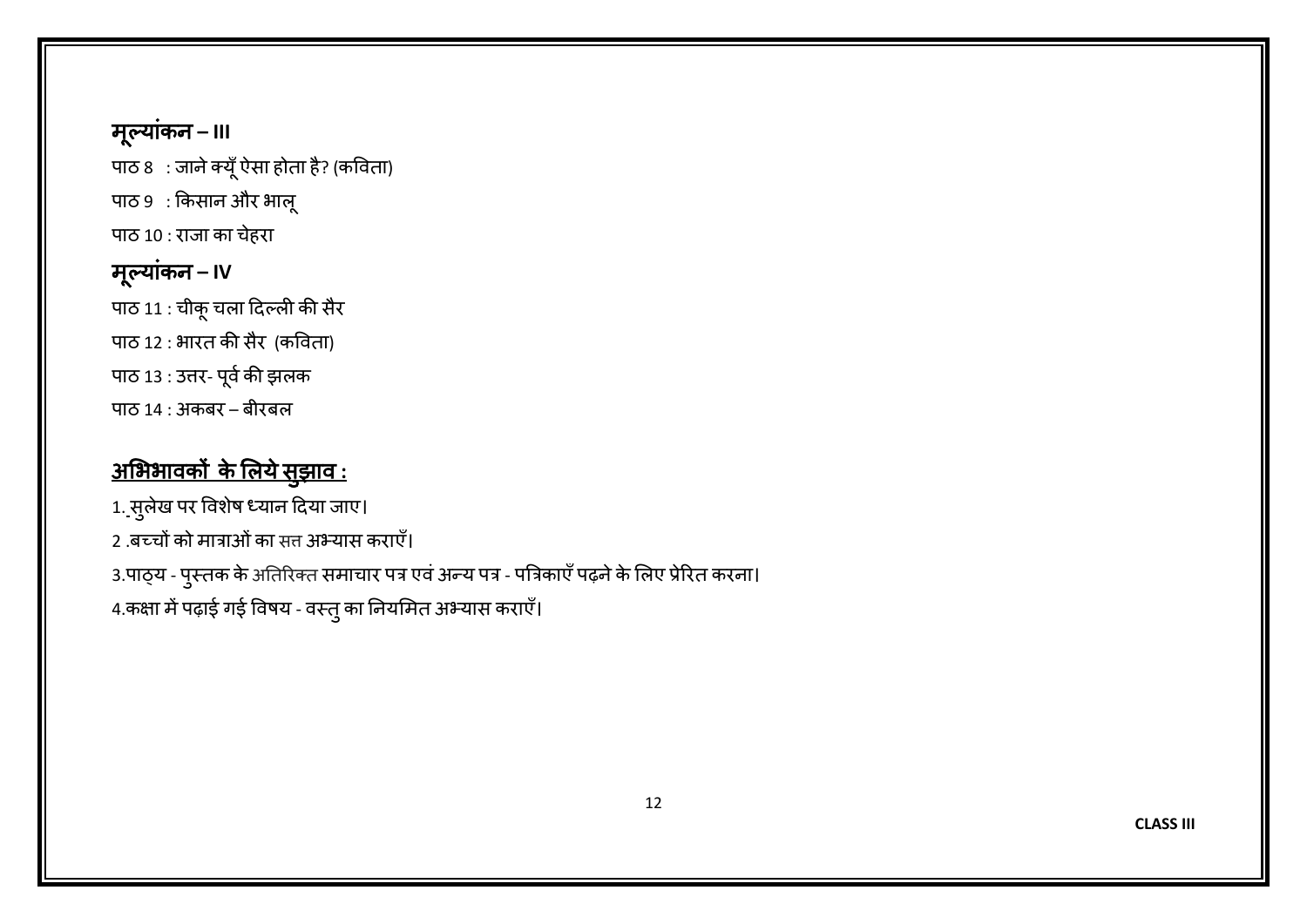## मूल्यांकन – III

पाठ 8 : जाने क्यूँ ऐसा होता है? (कविता)

पाठ 9 : किसान और भालू

पाठ 10 : राजा का चेहरा

## मूल्यांकन – IV

पाठ 11 : चीकू चला दिल्ली की सैर

पाठ 12 : भारत की सैर (कविता)

पाठ 13 : उत्तर- पूर्व की झलक

पाठ 14 : अकबर – बीरबल

## <u>अभिभावकों के लिये सुझाव :</u>

1. सुलेख पर विशेष ध्यान दिया जाए।

2 .बच्चों को मात्राओं का सत्त अभ्यास कराएँ।

3.पाठ्य - पुस्तक के अतिरिक्त समाचार पत्र एवं अन्य पत्र - पत्रिकाएँ पढ़ने के लिए प्रेरित करना।

4.कक्षा में पढ़ाई गई विषय - वस्तु का नियमित अभ्यास कराएँ।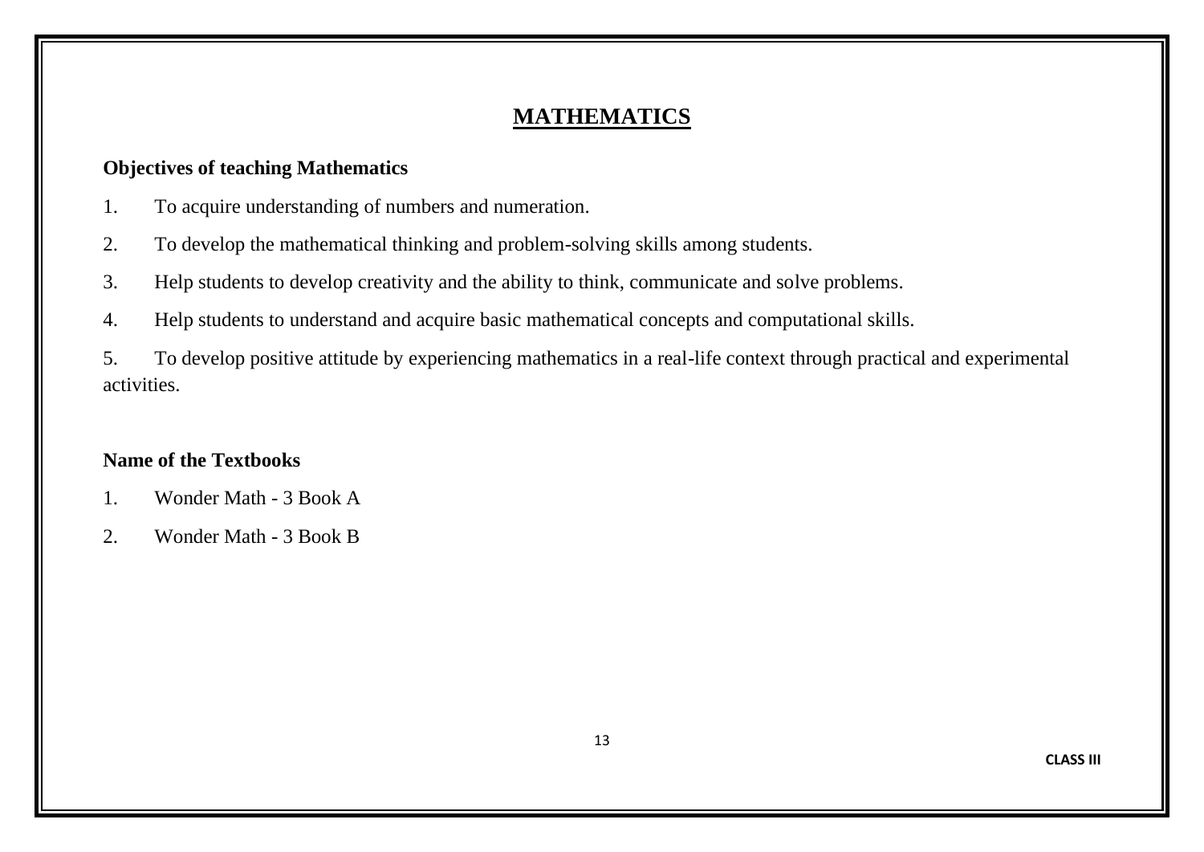# MATHEMATICS

**Objectives of teaching Mathematics**

1. To acquire understanding of numbers and numeration.
2. To develop the mathematical thinking and problem-solving skills among students.
3. Help students to develop creativity and the ability to think, communicate and solve problems.
4. Help students to understand and acquire basic mathematical concepts and computational skills.
5. To develop positive attitude by experiencing mathematics in a real-life context through practical and experimental activities.

**Name of the Textbooks**

1. Wonder Math - 3 Book A
2. Wonder Math - 3 Book B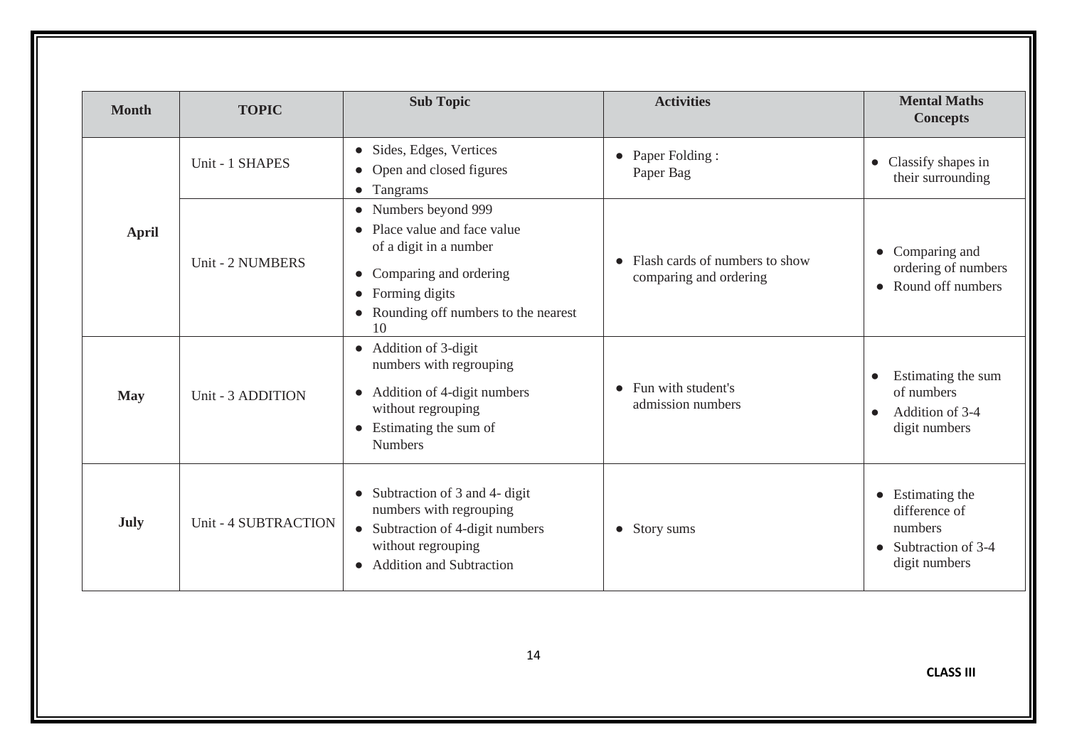| Month | TOPIC | Sub Topic | Activities | Mental Maths Concepts |
|---|---|---|---|---|
| April | Unit - 1 SHAPES | • Sides, Edges, Vertices<br>• Open and closed figures<br>• Tangrams | • Paper Folding : Paper Bag | • Classify shapes in their surrounding |
| | Unit - 2 NUMBERS | • Numbers beyond 999<br>• Place value and face value of a digit in a number<br>• Comparing and ordering<br>• Forming digits<br>• Rounding off numbers to the nearest 10 | • Flash cards of numbers to show comparing and ordering | • Comparing and ordering of numbers<br>• Round off numbers |
| May | Unit - 3 ADDITION | • Addition of 3-digit numbers with regrouping<br>• Addition of 4-digit numbers without regrouping<br>• Estimating the sum of Numbers | • Fun with student's admission numbers | • Estimating the sum of numbers<br>• Addition of 3-4 digit numbers |
| July | Unit - 4 SUBTRACTION | • Subtraction of 3 and 4- digit numbers with regrouping<br>• Subtraction of 4-digit numbers without regrouping<br>• Addition and Subtraction | • Story sums | • Estimating the difference of numbers<br>• Subtraction of 3-4 digit numbers |

**CLASS III**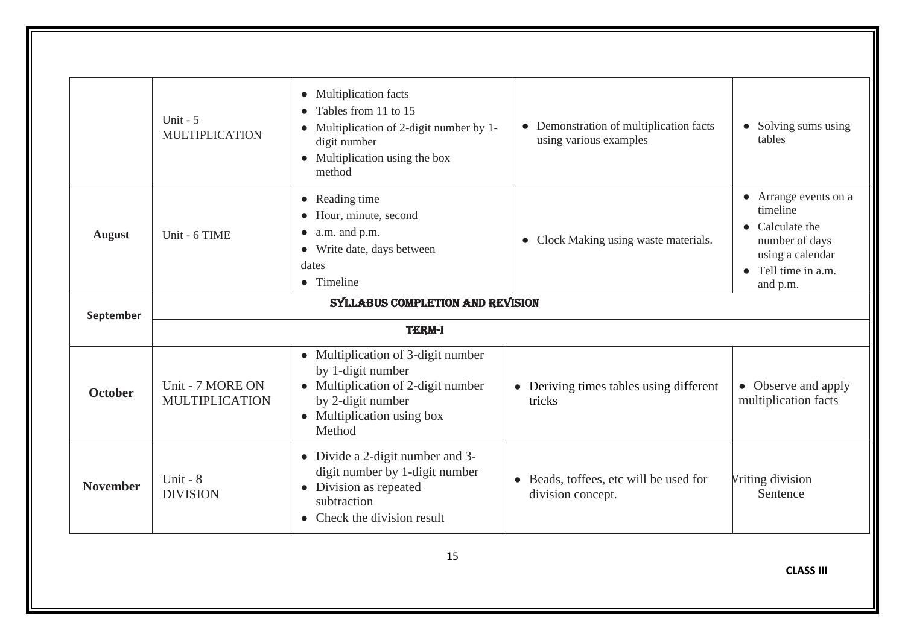| | | | | |
|---|---|---|---|---|
| | Unit - 5 MULTIPLICATION | • Multiplication facts<br>• Tables from 11 to 15<br>• Multiplication of 2-digit number by 1-digit number<br>• Multiplication using the box method | • Demonstration of multiplication facts using various examples | • Solving sums using tables |
| **August** | Unit - 6 TIME | • Reading time<br>• Hour, minute, second<br>• a.m. and p.m.<br>• Write date, days between dates<br>• Timeline | • Clock Making using waste materials. | • Arrange events on a timeline<br>• Calculate the number of days using a calendar<br>• Tell time in a.m. and p.m. |
| **September** | **SYLLABUS COMPLETION AND REVISION** | | | |
| | **TERM-I** | | | |
| **October** | Unit - 7 MORE ON MULTIPLICATION | • Multiplication of 3-digit number by 1-digit number<br>• Multiplication of 2-digit number by 2-digit number<br>• Multiplication using box Method | • Deriving times tables using different tricks | • Observe and apply multiplication facts |
| **November** | Unit - 8 DIVISION | • Divide a 2-digit number and 3-digit number by 1-digit number<br>• Division as repeated subtraction<br>• Check the division result | • Beads, toffees, etc will be used for division concept. | Writing division Sentence |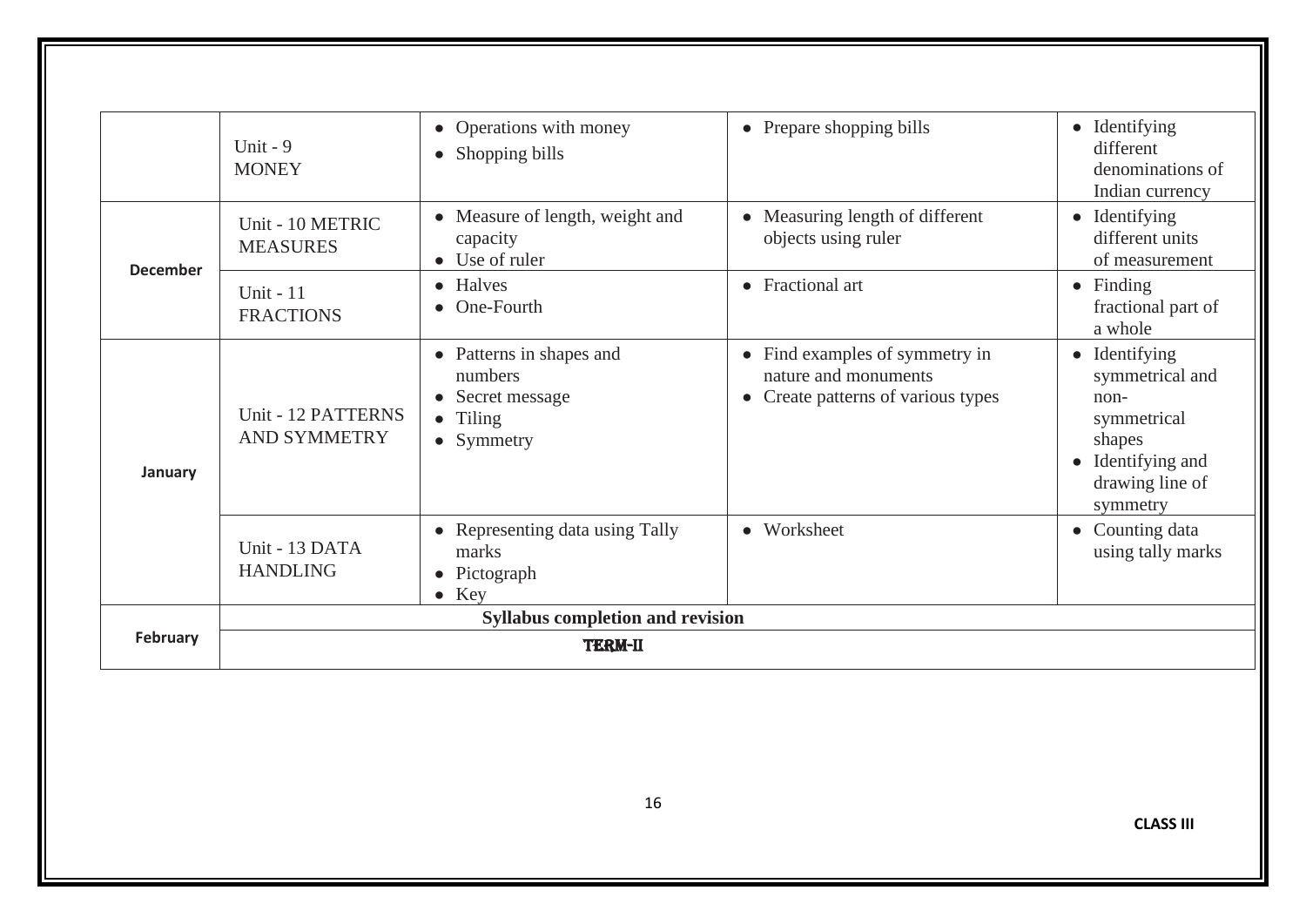| | | | | |
|---|---|---|---|---|
| | Unit - 9 MONEY | • Operations with money<br>• Shopping bills | • Prepare shopping bills | • Identifying different denominations of Indian currency |
| December | Unit - 10 METRIC MEASURES | • Measure of length, weight and capacity<br>• Use of ruler | • Measuring length of different objects using ruler | • Identifying different units of measurement |
| | Unit - 11 FRACTIONS | • Halves<br>• One-Fourth | • Fractional art | • Finding fractional part of a whole |
| January | Unit - 12 PATTERNS AND SYMMETRY | • Patterns in shapes and numbers<br>• Secret message<br>• Tiling<br>• Symmetry | • Find examples of symmetry in nature and monuments<br>• Create patterns of various types | • Identifying symmetrical and non-symmetrical shapes<br>• Identifying and drawing line of symmetry |
| | Unit - 13 DATA HANDLING | • Representing data using Tally marks<br>• Pictograph<br>• Key | • Worksheet | • Counting data using tally marks |
| February | **Syllabus completion and revision** | | | |
| | **TERM-II** | | | |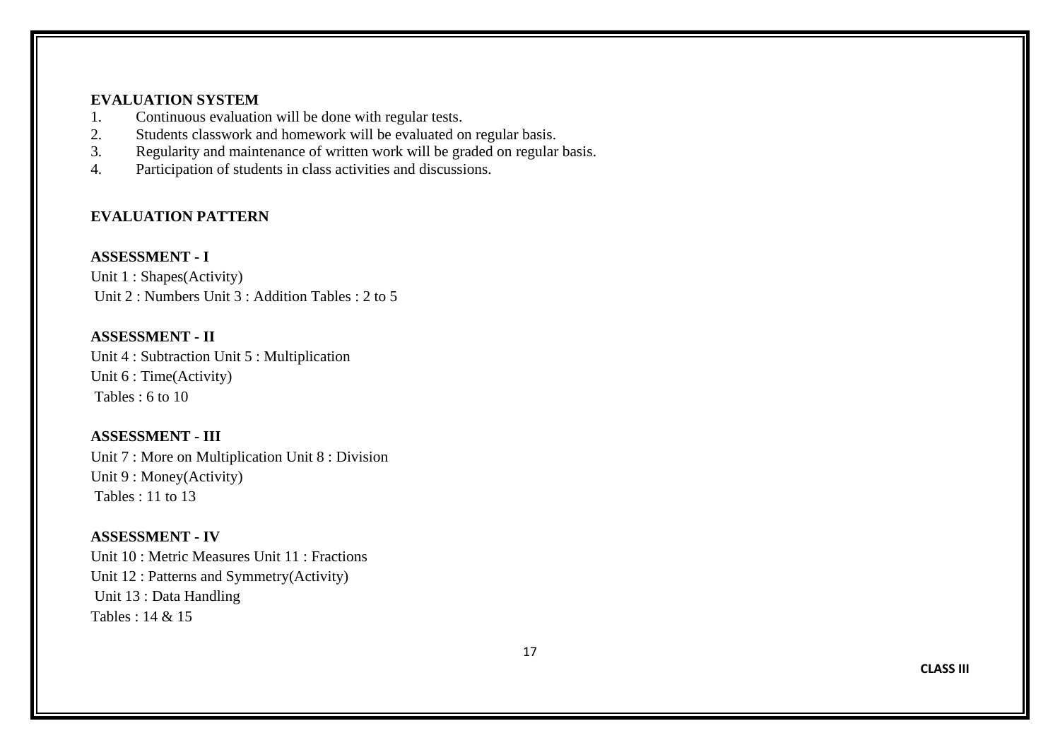## EVALUATION SYSTEM

1. Continuous evaluation will be done with regular tests.
2. Students classwork and homework will be evaluated on regular basis.
3. Regularity and maintenance of written work will be graded on regular basis.
4. Participation of students in class activities and discussions.

## EVALUATION PATTERN

### ASSESSMENT - I

Unit 1 : Shapes(Activity)
Unit 2 : Numbers Unit 3 : Addition Tables : 2 to 5

### ASSESSMENT - II

Unit 4 : Subtraction Unit 5 : Multiplication
Unit 6 : Time(Activity)
Tables : 6 to 10

### ASSESSMENT - III

Unit 7 : More on Multiplication Unit 8 : Division
Unit 9 : Money(Activity)
Tables : 11 to 13

### ASSESSMENT - IV

Unit 10 : Metric Measures Unit 11 : Fractions
Unit 12 : Patterns and Symmetry(Activity)
Unit 13 : Data Handling
Tables : 14 & 15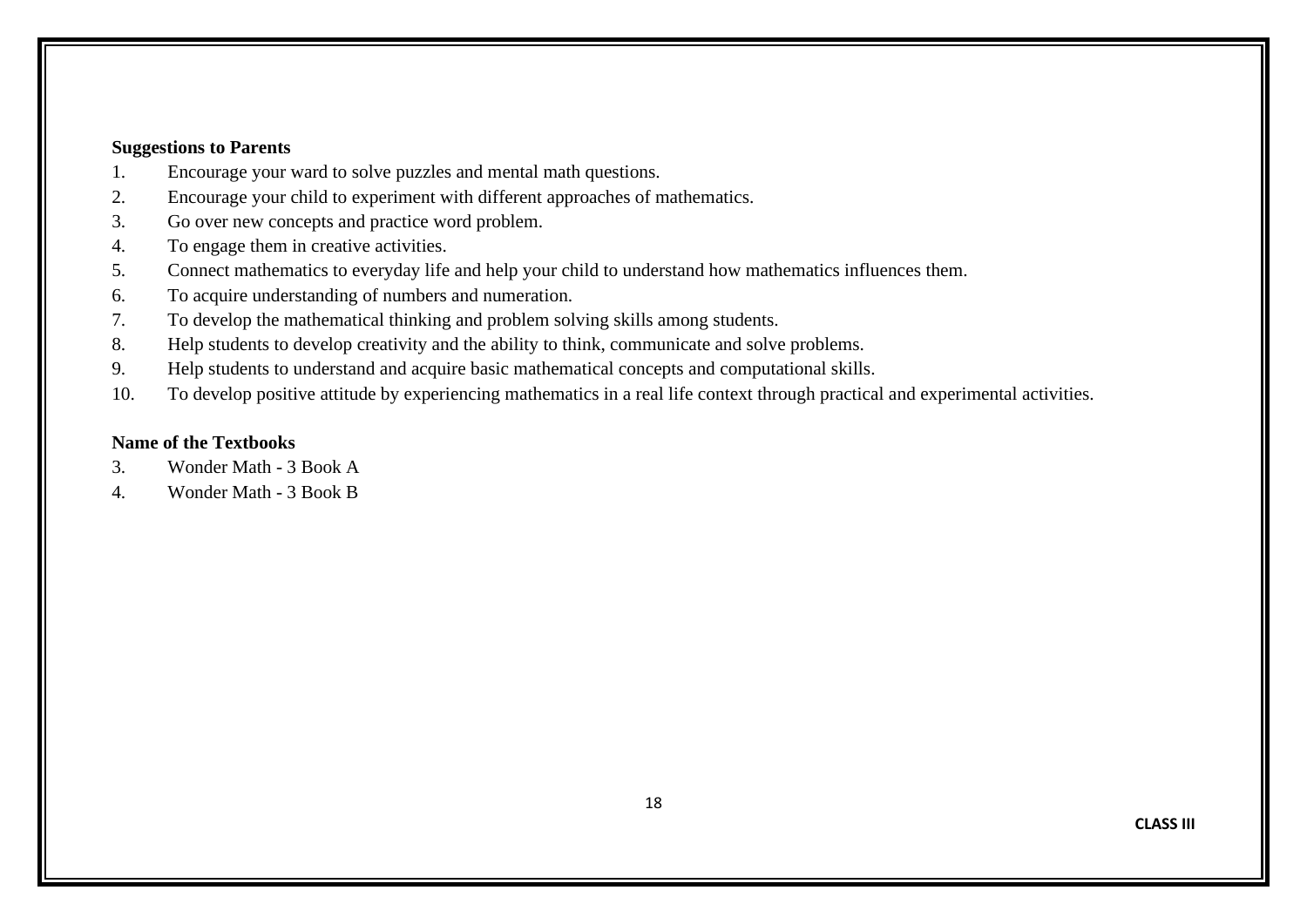**Suggestions to Parents**

1. Encourage your ward to solve puzzles and mental math questions.
2. Encourage your child to experiment with different approaches of mathematics.
3. Go over new concepts and practice word problem.
4. To engage them in creative activities.
5. Connect mathematics to everyday life and help your child to understand how mathematics influences them.
6. To acquire understanding of numbers and numeration.
7. To develop the mathematical thinking and problem solving skills among students.
8. Help students to develop creativity and the ability to think, communicate and solve problems.
9. Help students to understand and acquire basic mathematical concepts and computational skills.
10. To develop positive attitude by experiencing mathematics in a real life context through practical and experimental activities.

**Name of the Textbooks**

3. Wonder Math - 3 Book A
4. Wonder Math - 3 Book B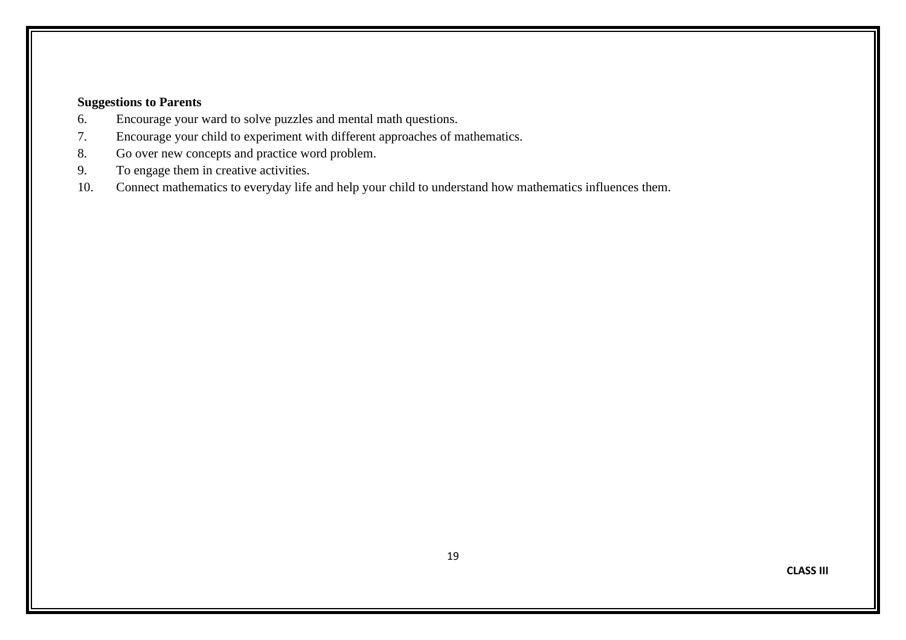**Suggestions to Parents**

6. Encourage your ward to solve puzzles and mental math questions.
7. Encourage your child to experiment with different approaches of mathematics.
8. Go over new concepts and practice word problem.
9. To engage them in creative activities.
10. Connect mathematics to everyday life and help your child to understand how mathematics influences them.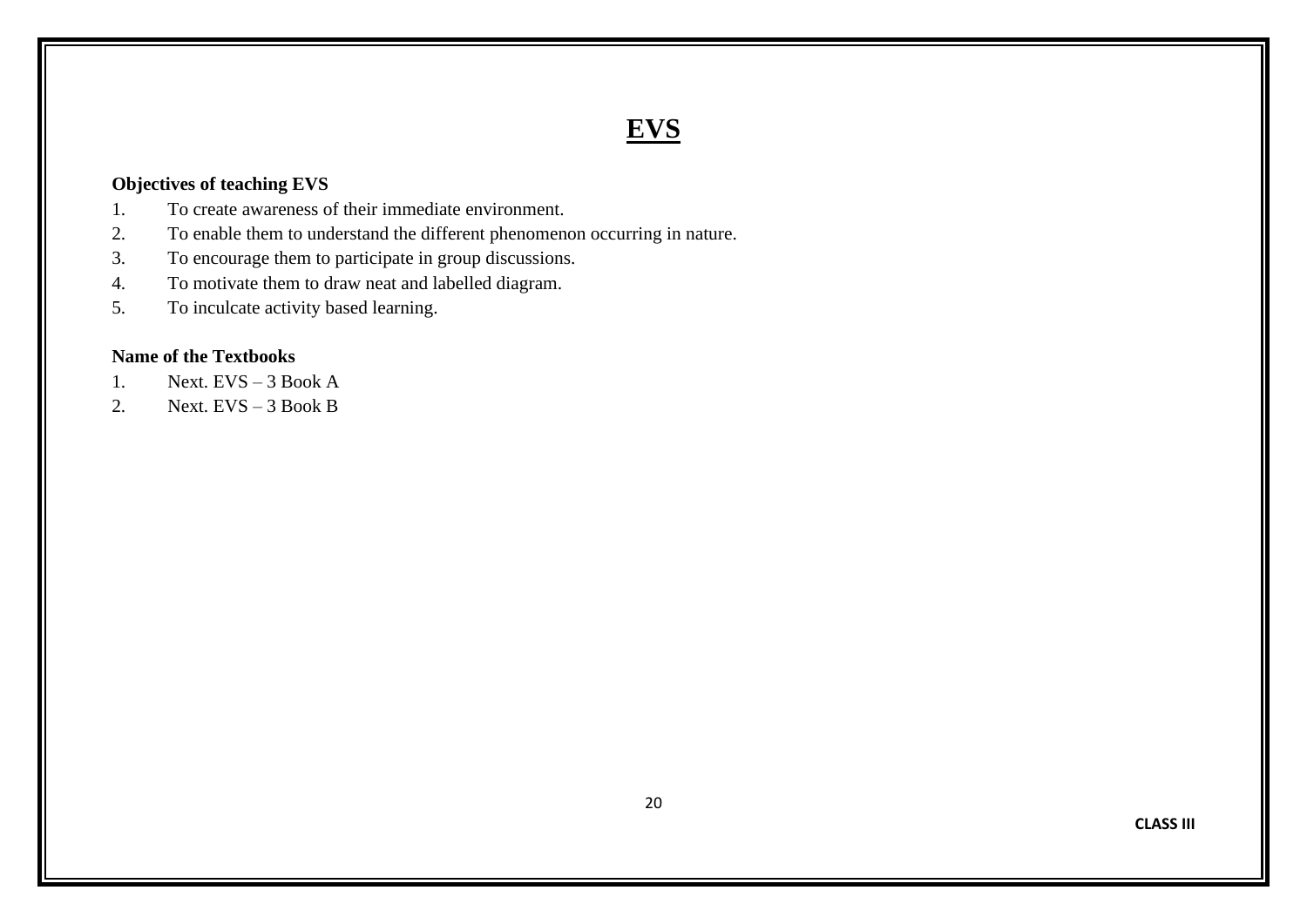# EVS

**Objectives of teaching EVS**

1. To create awareness of their immediate environment.
2. To enable them to understand the different phenomenon occurring in nature.
3. To encourage them to participate in group discussions.
4. To motivate them to draw neat and labelled diagram.
5. To inculcate activity based learning.

**Name of the Textbooks**

1. Next. EVS – 3 Book A
2. Next. EVS – 3 Book B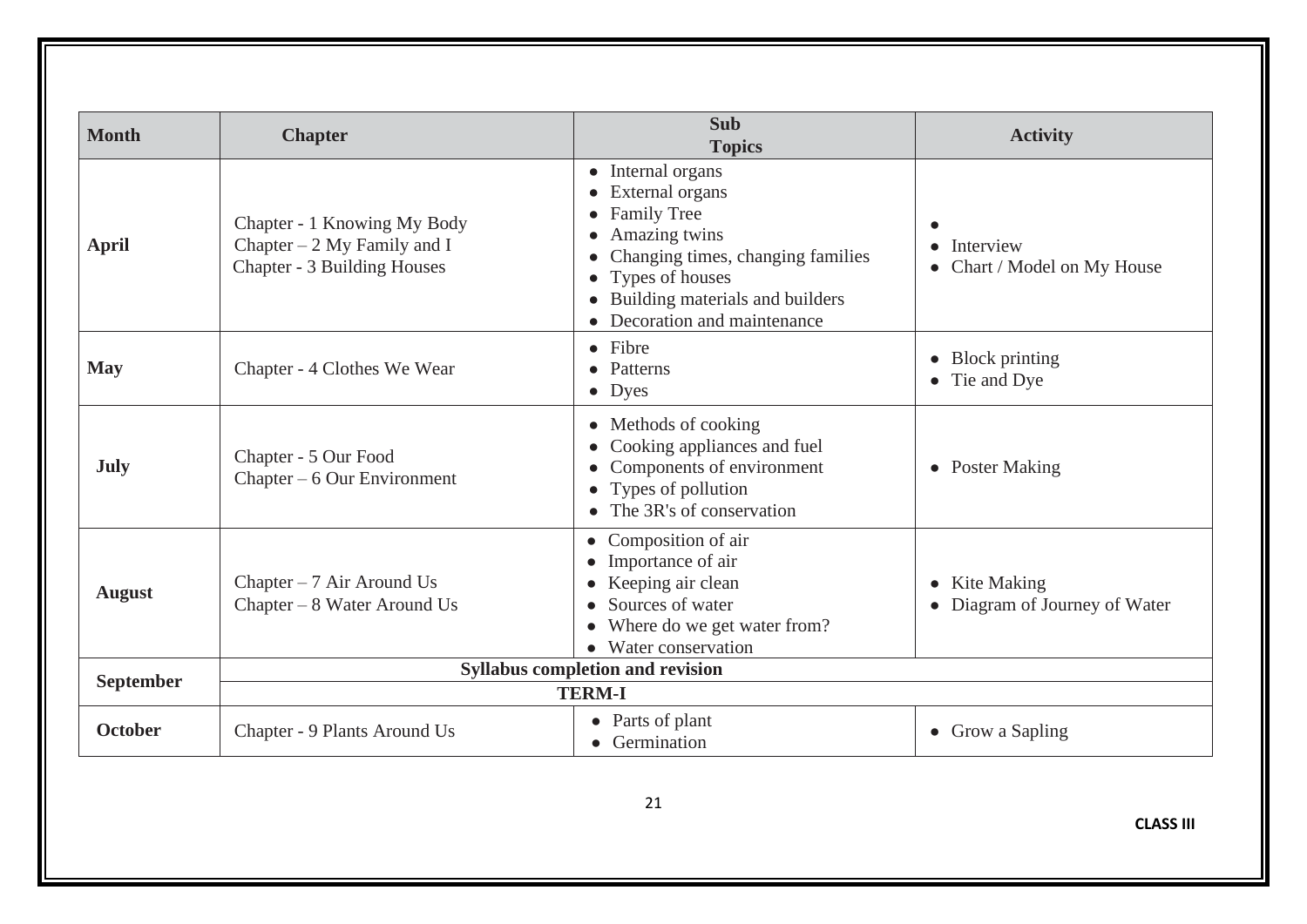| Month | Chapter | Sub Topics | Activity |
|---|---|---|---|
| **April** | Chapter - 1 Knowing My Body<br>Chapter – 2 My Family and I<br>Chapter - 3 Building Houses | • Internal organs<br>• External organs<br>• Family Tree<br>• Amazing twins<br>• Changing times, changing families<br>• Types of houses<br>• Building materials and builders<br>• Decoration and maintenance | •<br>• Interview<br>• Chart / Model on My House |
| **May** | Chapter - 4 Clothes We Wear | • Fibre<br>• Patterns<br>• Dyes | • Block printing<br>• Tie and Dye |
| **July** | Chapter - 5 Our Food<br>Chapter – 6 Our Environment | • Methods of cooking<br>• Cooking appliances and fuel<br>• Components of environment<br>• Types of pollution<br>• The 3R's of conservation | • Poster Making |
| **August** | Chapter – 7 Air Around Us<br>Chapter – 8 Water Around Us | • Composition of air<br>• Importance of air<br>• Keeping air clean<br>• Sources of water<br>• Where do we get water from?<br>• Water conservation | • Kite Making<br>• Diagram of Journey of Water |
| **September** | **Syllabus completion and revision** | | |
| | **TERM-I** | | |
| **October** | Chapter - 9 Plants Around Us | • Parts of plant<br>• Germination | • Grow a Sapling |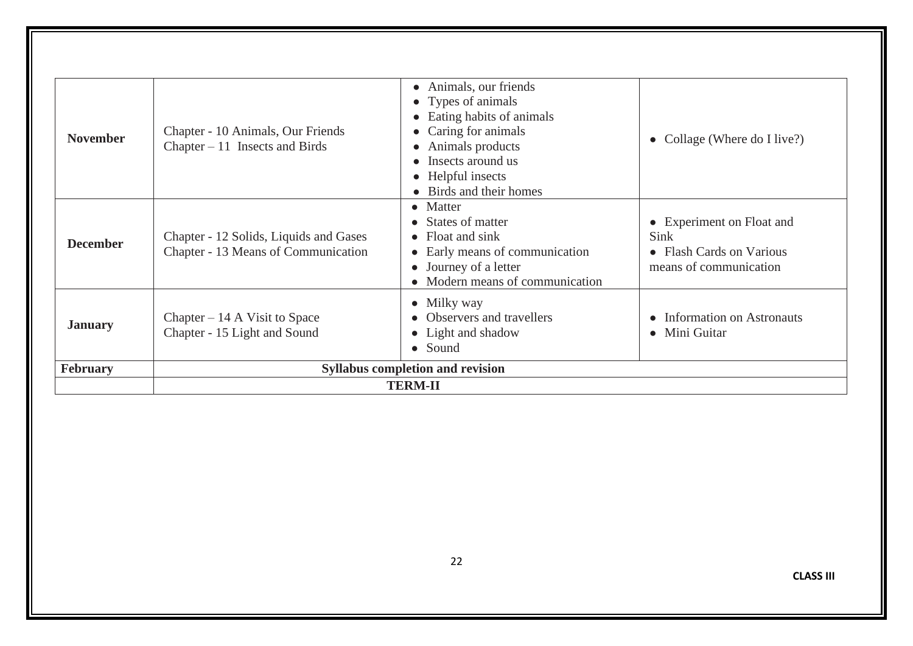| | | | |
|---|---|---|---|
| **November** | Chapter - 10 Animals, Our Friends<br>Chapter – 11 Insects and Birds | • Animals, our friends<br>• Types of animals<br>• Eating habits of animals<br>• Caring for animals<br>• Animals products<br>• Insects around us<br>• Helpful insects<br>• Birds and their homes | • Collage (Where do I live?) |
| **December** | Chapter - 12 Solids, Liquids and Gases<br>Chapter - 13 Means of Communication | • Matter<br>• States of matter<br>• Float and sink<br>• Early means of communication<br>• Journey of a letter<br>• Modern means of communication | • Experiment on Float and Sink<br>• Flash Cards on Various means of communication |
| **January** | Chapter – 14 A Visit to Space<br>Chapter - 15 Light and Sound | • Milky way<br>• Observers and travellers<br>• Light and shadow<br>• Sound | • Information on Astronauts<br>• Mini Guitar |
| **February** | **Syllabus completion and revision** | | |
| | **TERM-II** | | |

**CLASS III**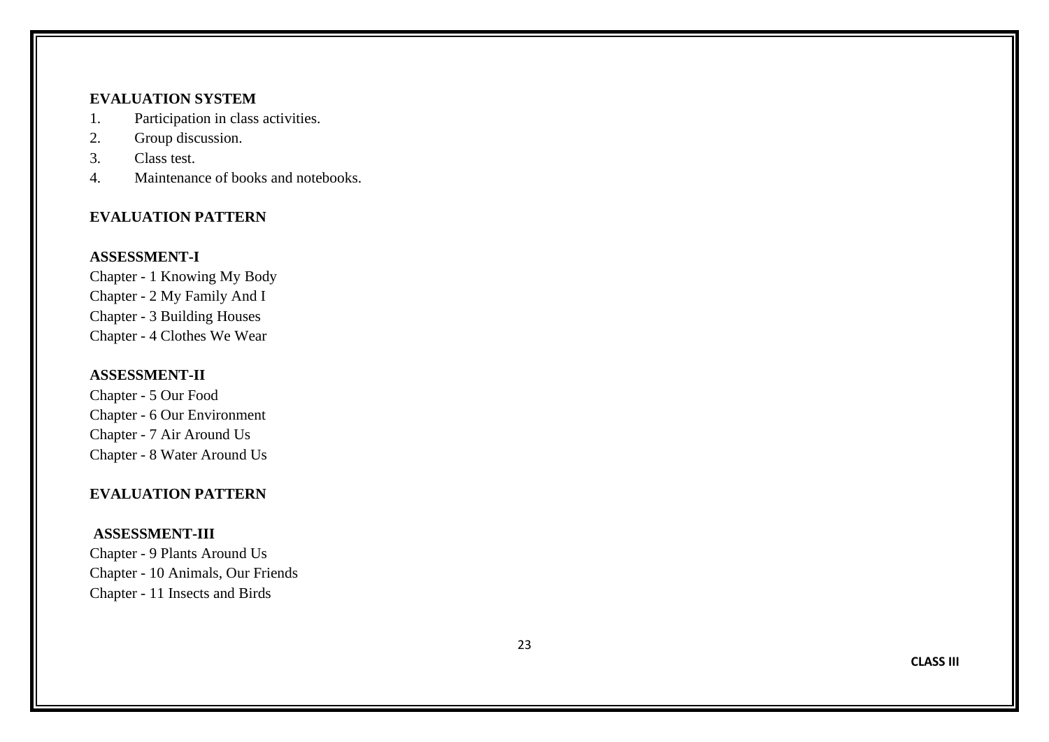**EVALUATION SYSTEM**

1. Participation in class activities.
2. Group discussion.
3. Class test.
4. Maintenance of books and notebooks.

**EVALUATION PATTERN**

**ASSESSMENT-I**

Chapter - 1 Knowing My Body
Chapter - 2 My Family And I
Chapter - 3 Building Houses
Chapter - 4 Clothes We Wear

**ASSESSMENT-II**

Chapter - 5 Our Food
Chapter - 6 Our Environment
Chapter - 7 Air Around Us
Chapter - 8 Water Around Us

**EVALUATION PATTERN**

**ASSESSMENT-III**

Chapter - 9 Plants Around Us
Chapter - 10 Animals, Our Friends
Chapter - 11 Insects and Birds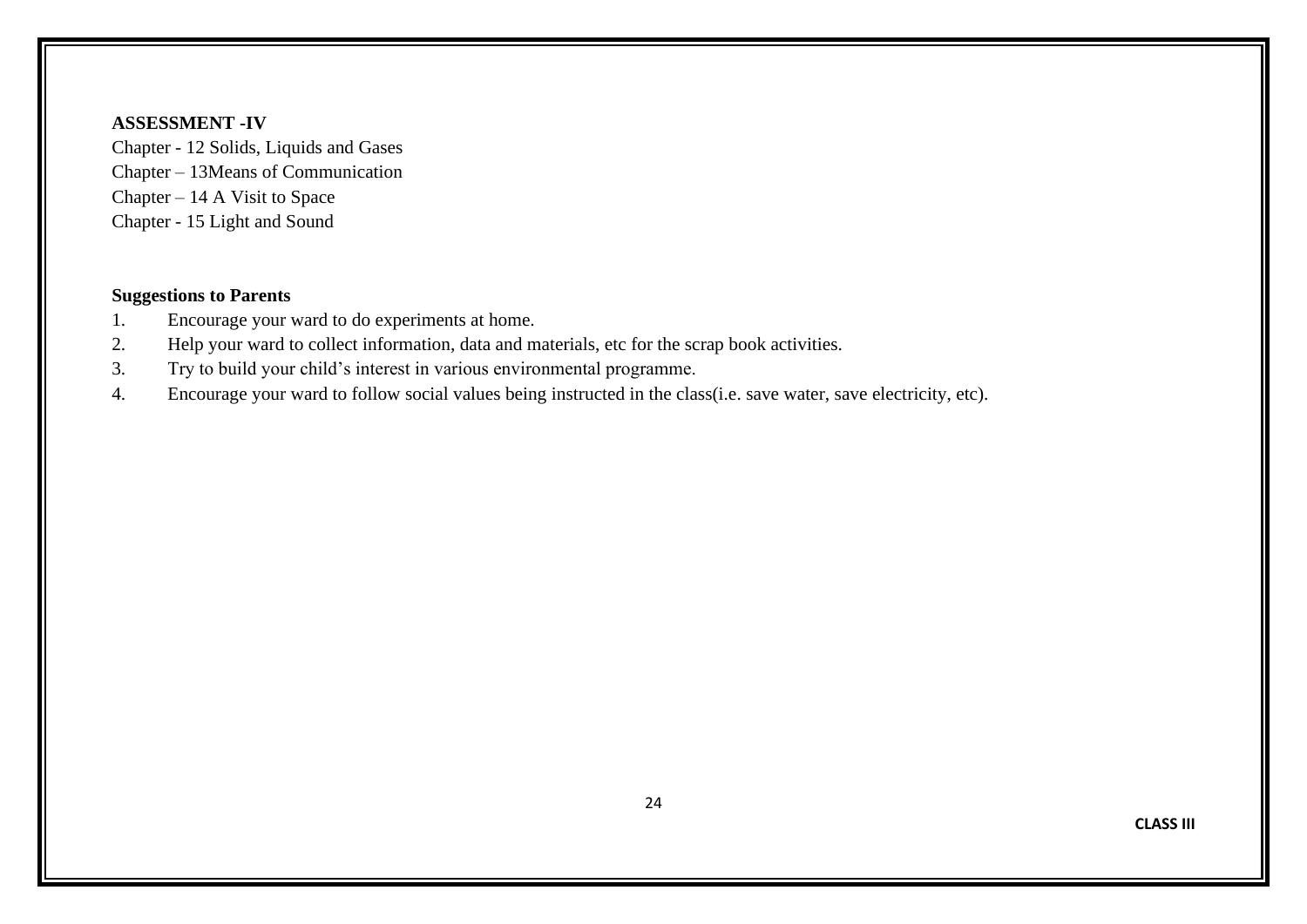**ASSESSMENT -IV**

Chapter - 12 Solids, Liquids and Gases
Chapter – 13Means of Communication
Chapter – 14 A Visit to Space
Chapter - 15 Light and Sound

**Suggestions to Parents**

1. Encourage your ward to do experiments at home.
2. Help your ward to collect information, data and materials, etc for the scrap book activities.
3. Try to build your child's interest in various environmental programme.
4. Encourage your ward to follow social values being instructed in the class(i.e. save water, save electricity, etc).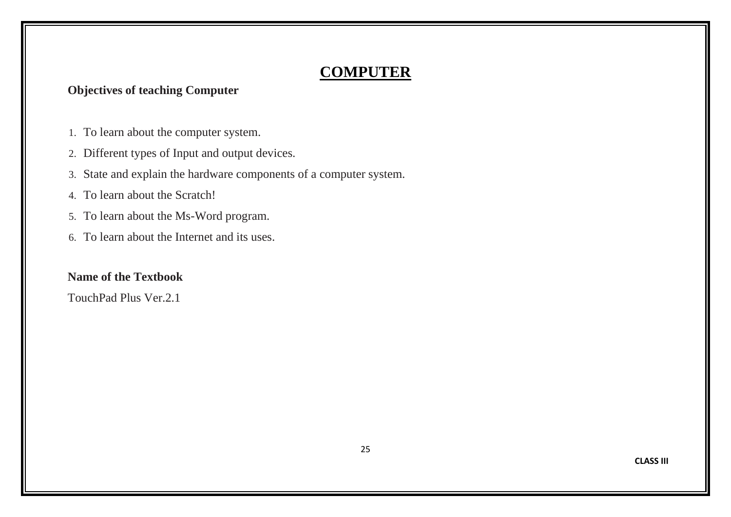# COMPUTER

**Objectives of teaching Computer**

1. To learn about the computer system.
2. Different types of Input and output devices.
3. State and explain the hardware components of a computer system.
4. To learn about the Scratch!
5. To learn about the Ms-Word program.
6. To learn about the Internet and its uses.

**Name of the Textbook**

TouchPad Plus Ver.2.1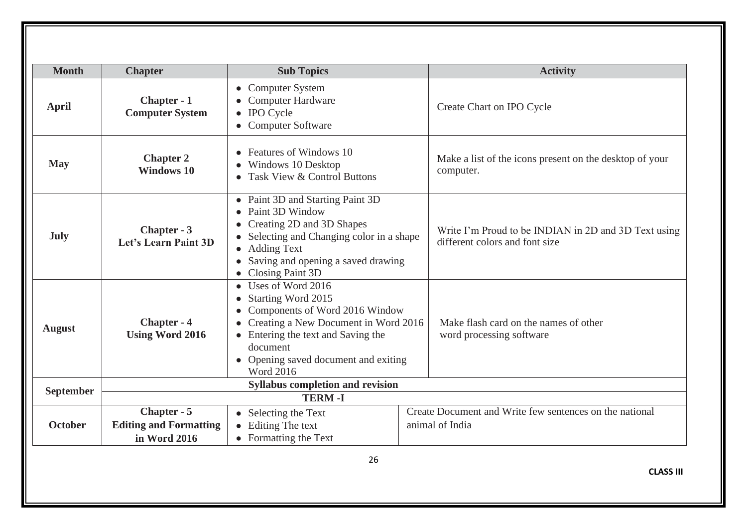| Month | Chapter | Sub Topics | Activity |
|---|---|---|---|
| **April** | **Chapter - 1 Computer System** | • Computer System<br>• Computer Hardware<br>• IPO Cycle<br>• Computer Software | Create Chart on IPO Cycle |
| **May** | **Chapter 2 Windows 10** | • Features of Windows 10<br>• Windows 10 Desktop<br>• Task View & Control Buttons | Make a list of the icons present on the desktop of your computer. |
| **July** | **Chapter - 3 Let's Learn Paint 3D** | • Paint 3D and Starting Paint 3D<br>• Paint 3D Window<br>• Creating 2D and 3D Shapes<br>• Selecting and Changing color in a shape<br>• Adding Text<br>• Saving and opening a saved drawing<br>• Closing Paint 3D | Write I'm Proud to be INDIAN in 2D and 3D Text using different colors and font size |
| **August** | **Chapter - 4 Using Word 2016** | • Uses of Word 2016<br>• Starting Word 2015<br>• Components of Word 2016 Window<br>• Creating a New Document in Word 2016<br>• Entering the text and Saving the document<br>• Opening saved document and exiting Word 2016 | Make flash card on the names of other word processing software |
| **September** | **Syllabus completion and revision** | | |
| | **TERM -I** | | |
| **October** | **Chapter - 5 Editing and Formatting in Word 2016** | • Selecting the Text<br>• Editing The text<br>• Formatting the Text | Create Document and Write few sentences on the national animal of India |

**CLASS III**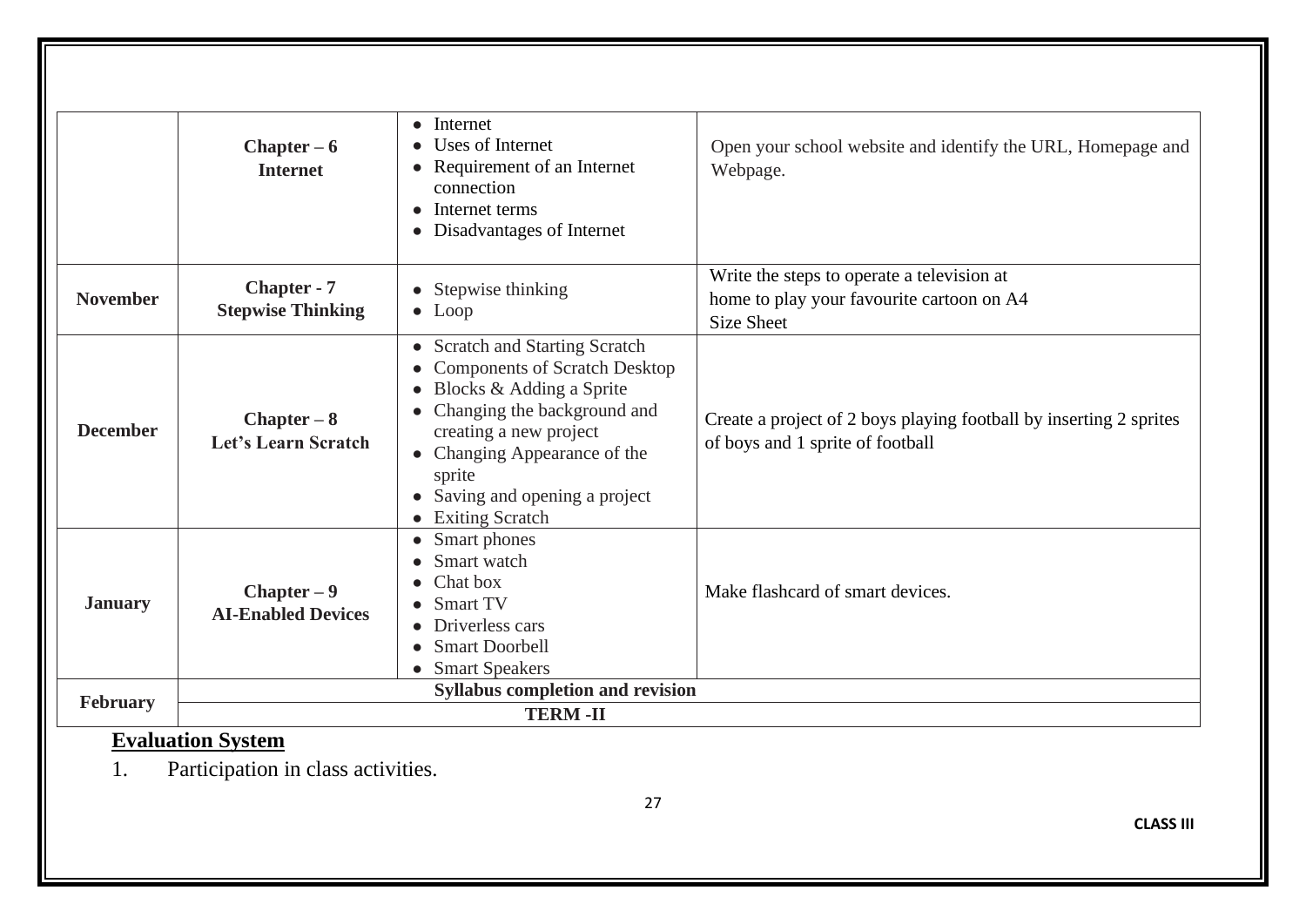| | | | |
|---|---|---|---|
| | **Chapter – 6**<br>**Internet** | • Internet<br>• Uses of Internet<br>• Requirement of an Internet connection<br>• Internet terms<br>• Disadvantages of Internet | Open your school website and identify the URL, Homepage and Webpage. |
| **November** | **Chapter - 7**<br>**Stepwise Thinking** | • Stepwise thinking<br>• Loop | Write the steps to operate a television at home to play your favourite cartoon on A4 Size Sheet |
| **December** | **Chapter – 8**<br>**Let's Learn Scratch** | • Scratch and Starting Scratch<br>• Components of Scratch Desktop<br>• Blocks & Adding a Sprite<br>• Changing the background and creating a new project<br>• Changing Appearance of the sprite<br>• Saving and opening a project<br>• Exiting Scratch | Create a project of 2 boys playing football by inserting 2 sprites of boys and 1 sprite of football |
| **January** | **Chapter – 9**<br>**AI-Enabled Devices** | • Smart phones<br>• Smart watch<br>• Chat box<br>• Smart TV<br>• Driverless cars<br>• Smart Doorbell<br>• Smart Speakers | Make flashcard of smart devices. |
| **February** | **Syllabus completion and revision** | | |
| | **TERM -II** | | |

## Evaluation System

1. Participation in class activities.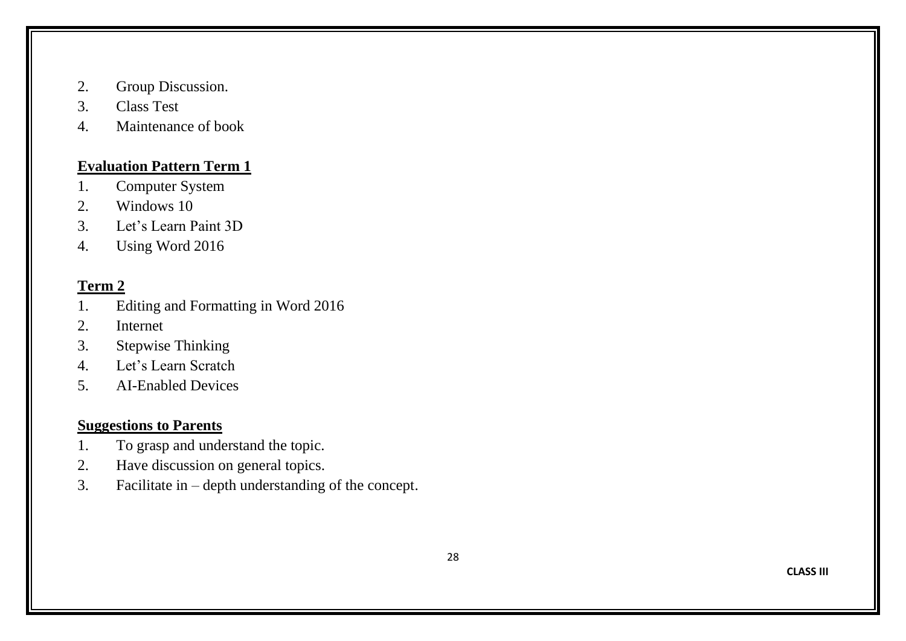2. Group Discussion.
3. Class Test
4. Maintenance of book

**Evaluation Pattern Term 1**

1. Computer System
2. Windows 10
3. Let's Learn Paint 3D
4. Using Word 2016

**Term 2**

1. Editing and Formatting in Word 2016
2. Internet
3. Stepwise Thinking
4. Let's Learn Scratch
5. AI-Enabled Devices

**Suggestions to Parents**

1. To grasp and understand the topic.
2. Have discussion on general topics.
3. Facilitate in – depth understanding of the concept.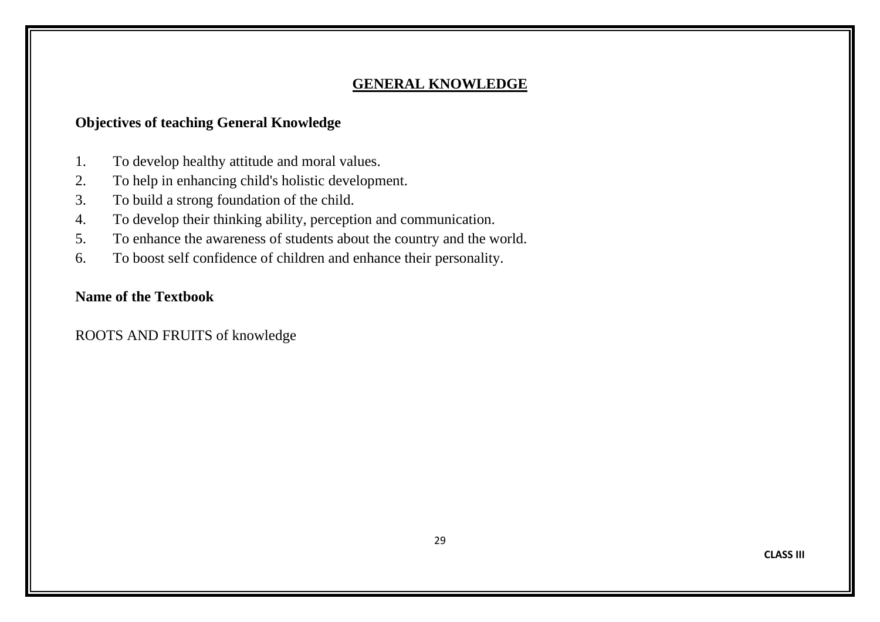# GENERAL KNOWLEDGE

**Objectives of teaching General Knowledge**

1. To develop healthy attitude and moral values.
2. To help in enhancing child's holistic development.
3. To build a strong foundation of the child.
4. To develop their thinking ability, perception and communication.
5. To enhance the awareness of students about the country and the world.
6. To boost self confidence of children and enhance their personality.

**Name of the Textbook**

ROOTS AND FRUITS of knowledge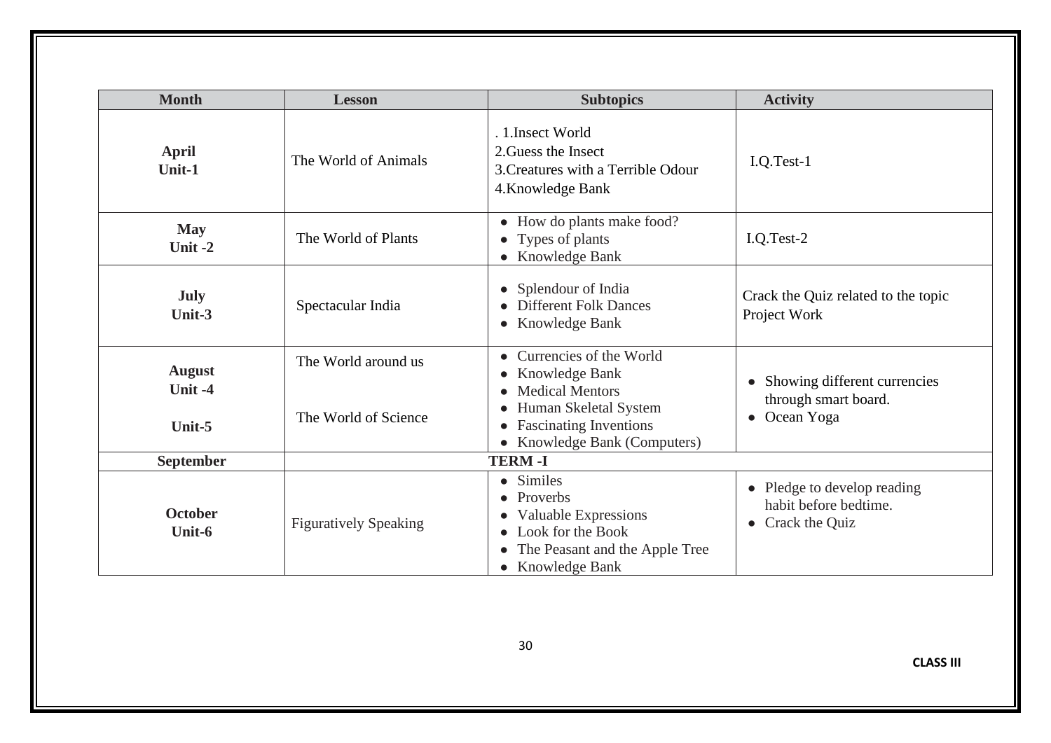| Month | Lesson | Subtopics | Activity |
|---|---|---|---|
| **April Unit-1** | The World of Animals | . 1.Insect World<br>2.Guess the Insect<br>3.Creatures with a Terrible Odour<br>4.Knowledge Bank | I.Q.Test-1 |
| **May Unit -2** | The World of Plants | • How do plants make food?<br>• Types of plants<br>• Knowledge Bank | I.Q.Test-2 |
| **July Unit-3** | Spectacular India | • Splendour of India<br>• Different Folk Dances<br>• Knowledge Bank | Crack the Quiz related to the topic<br>Project Work |
| **August Unit -4**<br><br>**Unit-5** | The World around us<br><br>The World of Science | • Currencies of the World<br>• Knowledge Bank<br>• Medical Mentors<br>• Human Skeletal System<br>• Fascinating Inventions<br>• Knowledge Bank (Computers) | • Showing different currencies through smart board.<br>• Ocean Yoga |
| **September** | **TERM -I** | | |
| **October Unit-6** | Figuratively Speaking | • Similes<br>• Proverbs<br>• Valuable Expressions<br>• Look for the Book<br>• The Peasant and the Apple Tree<br>• Knowledge Bank | • Pledge to develop reading habit before bedtime.<br>• Crack the Quiz |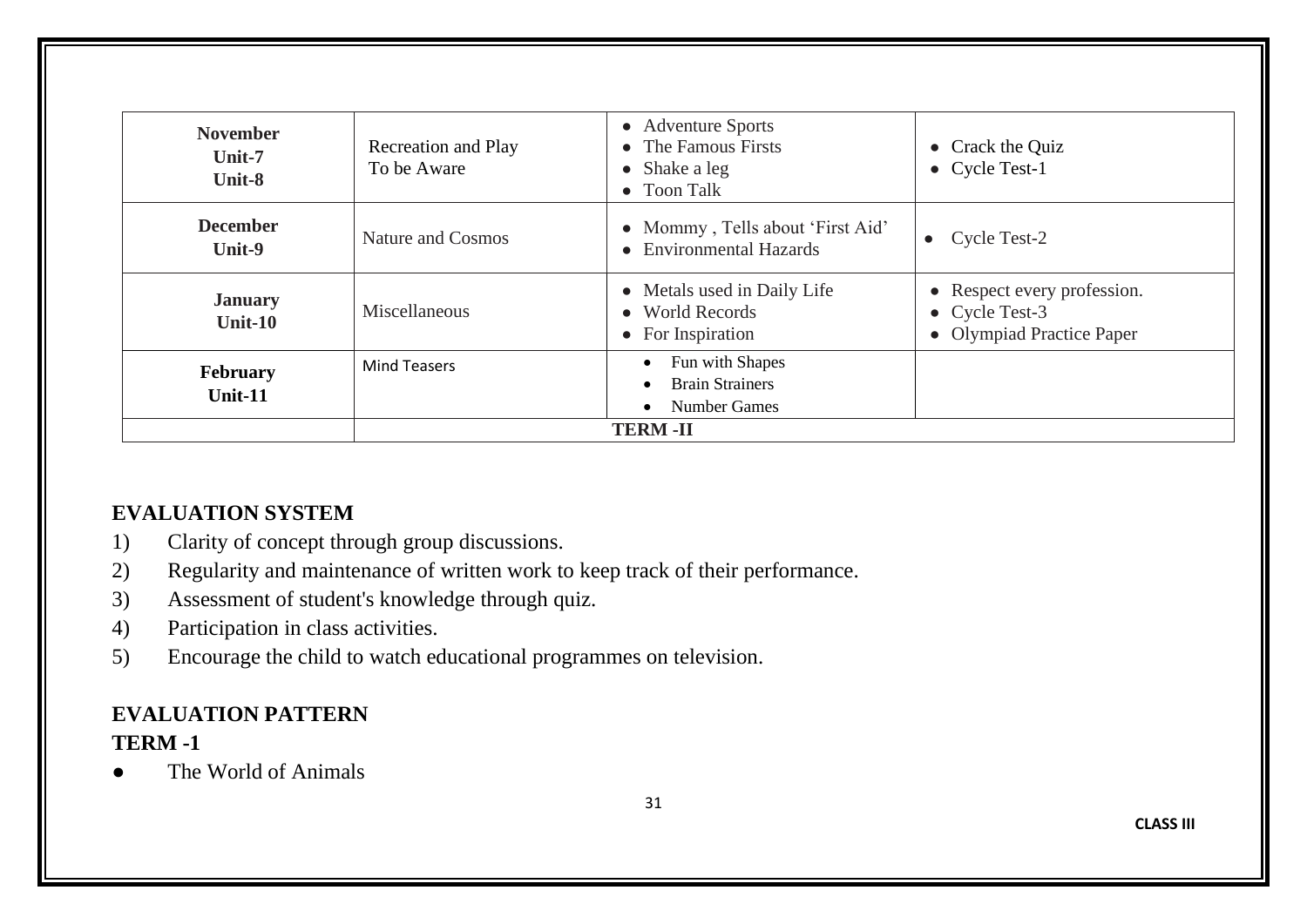| | | | |
|---|---|---|---|
| **November**<br>**Unit-7**<br>**Unit-8** | Recreation and Play<br>To be Aware | • Adventure Sports<br>• The Famous Firsts<br>• Shake a leg<br>• Toon Talk | • Crack the Quiz<br>• Cycle Test-1 |
| **December**<br>**Unit-9** | Nature and Cosmos | • Mommy , Tells about 'First Aid'<br>• Environmental Hazards | • Cycle Test-2 |
| **January**<br>**Unit-10** | Miscellaneous | • Metals used in Daily Life<br>• World Records<br>• For Inspiration | • Respect every profession.<br>• Cycle Test-3<br>• Olympiad Practice Paper |
| **February**<br>**Unit-11** | Mind Teasers | • Fun with Shapes<br>• Brain Strainers<br>• Number Games | |
| | **TERM -II** | | |

## EVALUATION SYSTEM

1) Clarity of concept through group discussions.
2) Regularity and maintenance of written work to keep track of their performance.
3) Assessment of student's knowledge through quiz.
4) Participation in class activities.
5) Encourage the child to watch educational programmes on television.

## EVALUATION PATTERN

### TERM -1

- The World of Animals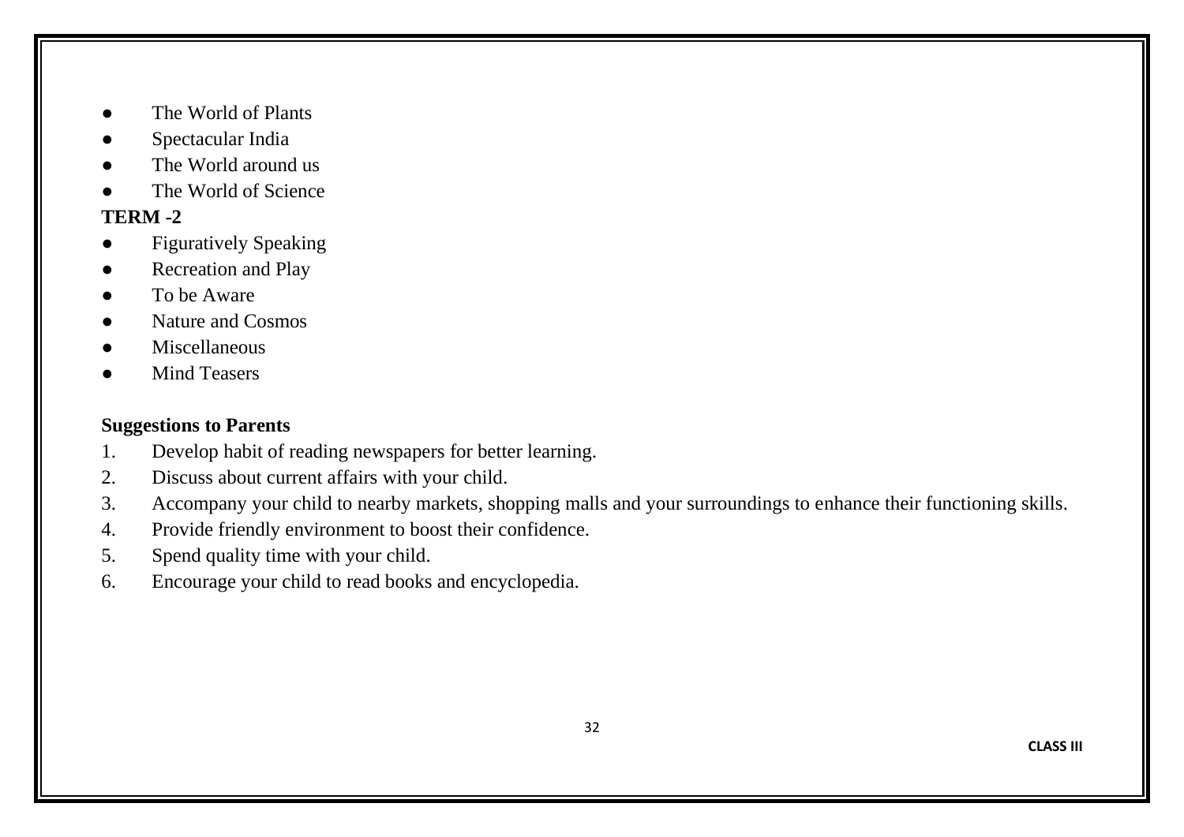- The World of Plants
- Spectacular India
- The World around us
- The World of Science

**TERM -2**

- Figuratively Speaking
- Recreation and Play
- To be Aware
- Nature and Cosmos
- Miscellaneous
- Mind Teasers

**Suggestions to Parents**

1. Develop habit of reading newspapers for better learning.
2. Discuss about current affairs with your child.
3. Accompany your child to nearby markets, shopping malls and your surroundings to enhance their functioning skills.
4. Provide friendly environment to boost their confidence.
5. Spend quality time with your child.
6. Encourage your child to read books and encyclopedia.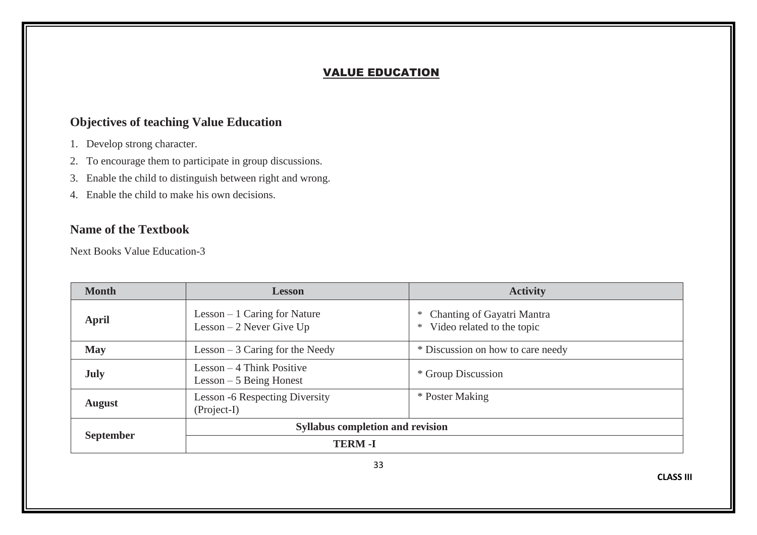# VALUE EDUCATION

## Objectives of teaching Value Education

1. Develop strong character.
2. To encourage them to participate in group discussions.
3. Enable the child to distinguish between right and wrong.
4. Enable the child to make his own decisions.

## Name of the Textbook

Next Books Value Education-3

| Month | Lesson | Activity |
|---|---|---|
| **April** | Lesson – 1 Caring for Nature<br>Lesson – 2 Never Give Up | * Chanting of Gayatri Mantra<br>* Video related to the topic |
| **May** | Lesson – 3 Caring for the Needy | * Discussion on how to care needy |
| **July** | Lesson – 4 Think Positive<br>Lesson – 5 Being Honest | * Group Discussion |
| **August** | Lesson -6 Respecting Diversity<br>(Project-I) | * Poster Making |
| **September** | **Syllabus completion and revision** | |
| | **TERM -I** | |

CLASS III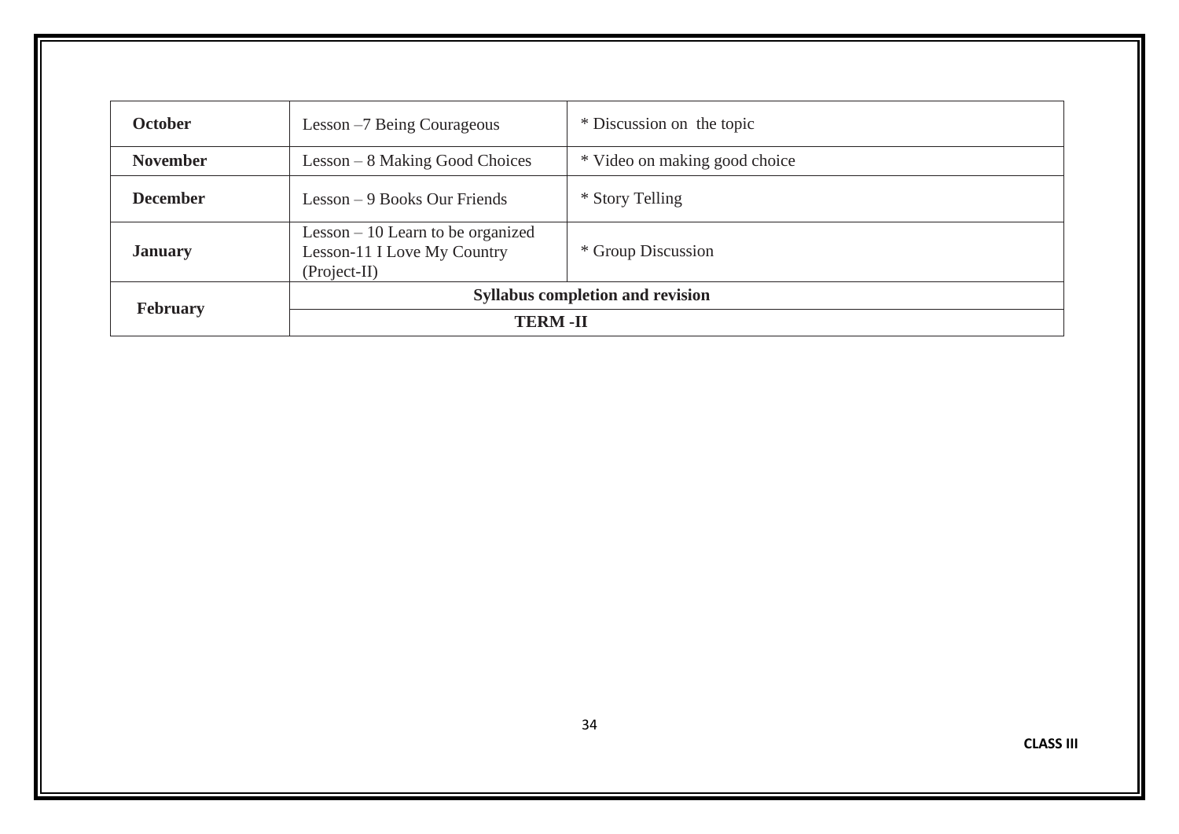| **October** | Lesson –7 Being Courageous | * Discussion on the topic |
|---|---|---|
| **November** | Lesson – 8 Making Good Choices | * Video on making good choice |
| **December** | Lesson – 9 Books Our Friends | * Story Telling |
| **January** | Lesson – 10 Learn to be organized<br>Lesson-11 I Love My Country<br>(Project-II) | * Group Discussion |
| **February** | **Syllabus completion and revision** | |
| | **TERM -II** | |

CLASS III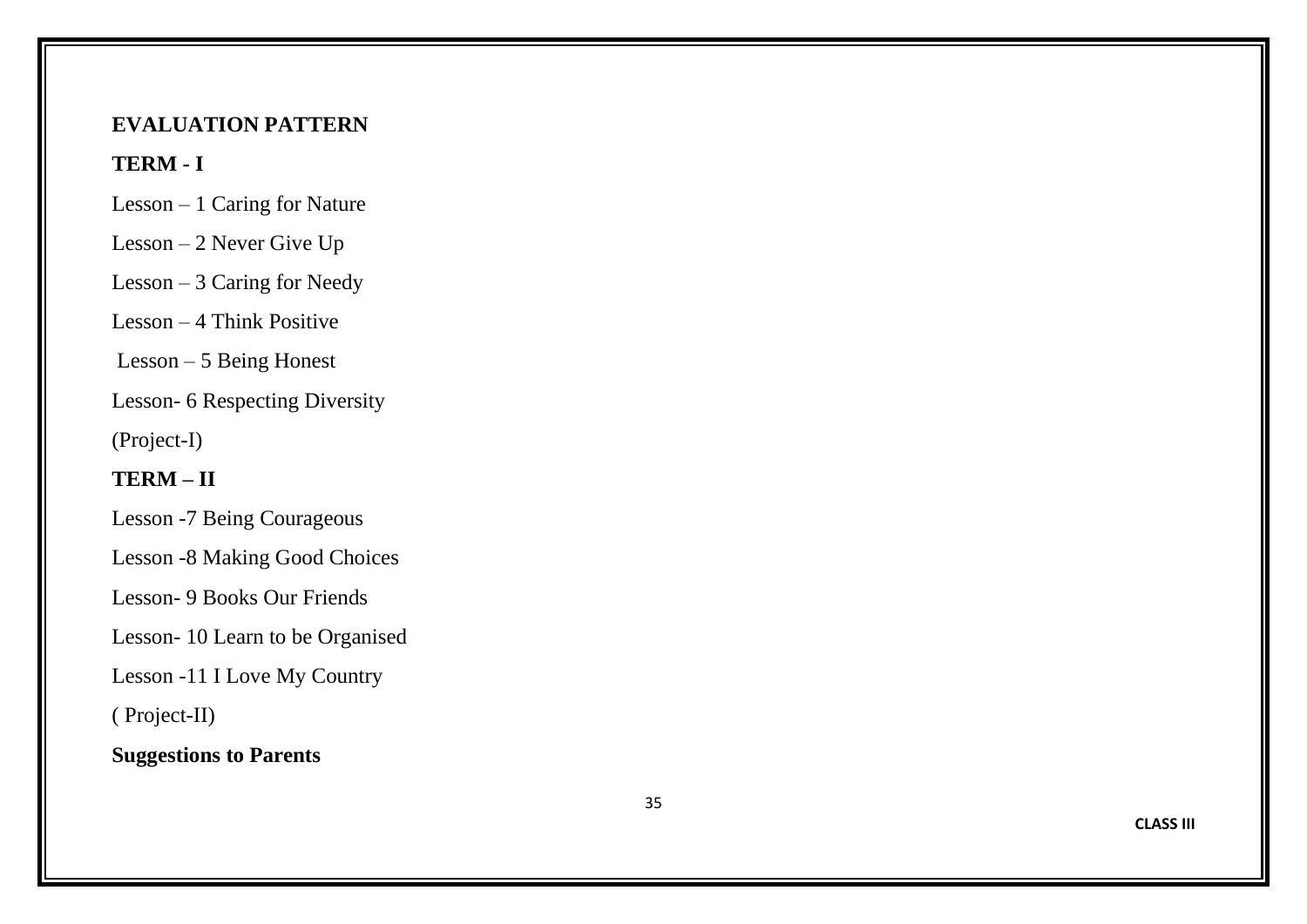**EVALUATION PATTERN**

**TERM - I**

Lesson – 1 Caring for Nature

Lesson – 2 Never Give Up

Lesson – 3 Caring for Needy

Lesson – 4 Think Positive

Lesson – 5 Being Honest

Lesson- 6 Respecting Diversity

(Project-I)

**TERM – II**

Lesson -7 Being Courageous

Lesson -8 Making Good Choices

Lesson- 9 Books Our Friends

Lesson- 10 Learn to be Organised

Lesson -11 I Love My Country

( Project-II)

**Suggestions to Parents**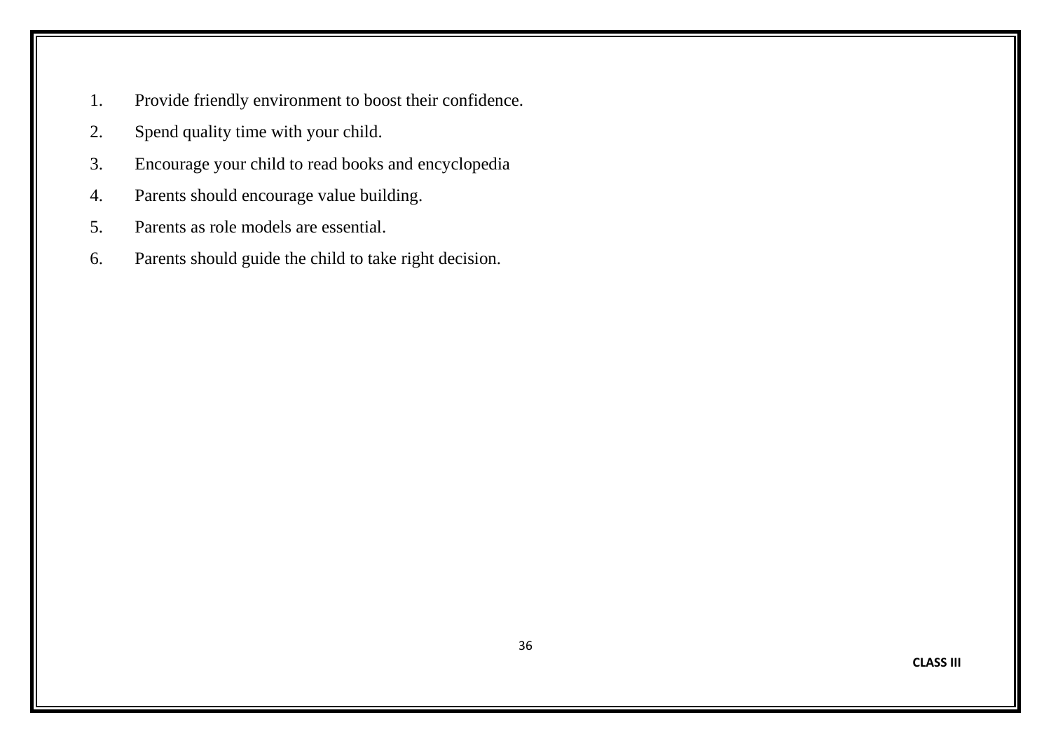1. Provide friendly environment to boost their confidence.
2. Spend quality time with your child.
3. Encourage your child to read books and encyclopedia
4. Parents should encourage value building.
5. Parents as role models are essential.
6. Parents should guide the child to take right decision.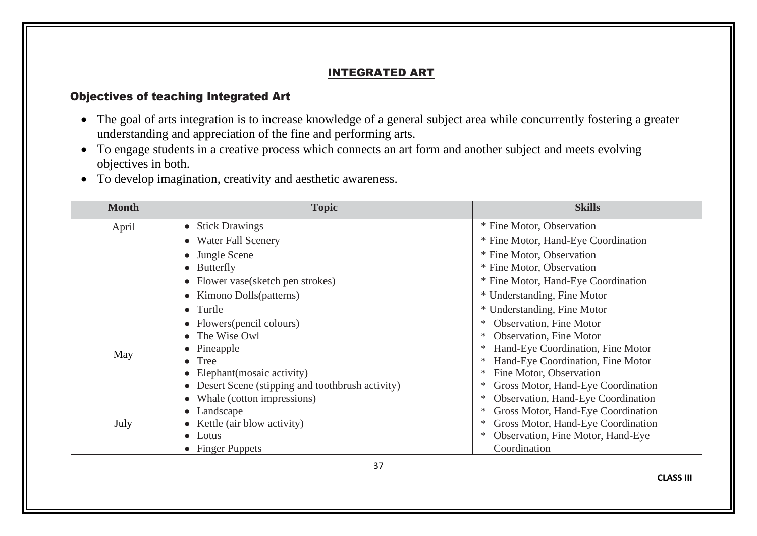# INTEGRATED ART

## Objectives of teaching Integrated Art

- The goal of arts integration is to increase knowledge of a general subject area while concurrently fostering a greater understanding and appreciation of the fine and performing arts.
- To engage students in a creative process which connects an art form and another subject and meets evolving objectives in both.
- To develop imagination, creativity and aesthetic awareness.

| Month | Topic | Skills |
|---|---|---|
| April | • Stick Drawings<br>• Water Fall Scenery<br>• Jungle Scene<br>• Butterfly<br>• Flower vase(sketch pen strokes)<br>• Kimono Dolls(patterns)<br>• Turtle | * Fine Motor, Observation<br>* Fine Motor, Hand-Eye Coordination<br>* Fine Motor, Observation<br>* Fine Motor, Observation<br>* Fine Motor, Hand-Eye Coordination<br>* Understanding, Fine Motor<br>* Understanding, Fine Motor |
| May | • Flowers(pencil colours)<br>• The Wise Owl<br>• Pineapple<br>• Tree<br>• Elephant(mosaic activity)<br>• Desert Scene (stipping and toothbrush activity) | * Observation, Fine Motor<br>* Observation, Fine Motor<br>* Hand-Eye Coordination, Fine Motor<br>* Hand-Eye Coordination, Fine Motor<br>* Fine Motor, Observation<br>* Gross Motor, Hand-Eye Coordination |
| July | • Whale (cotton impressions)<br>• Landscape<br>• Kettle (air blow activity)<br>• Lotus<br>• Finger Puppets | * Observation, Hand-Eye Coordination<br>* Gross Motor, Hand-Eye Coordination<br>* Gross Motor, Hand-Eye Coordination<br>* Observation, Fine Motor, Hand-Eye Coordination |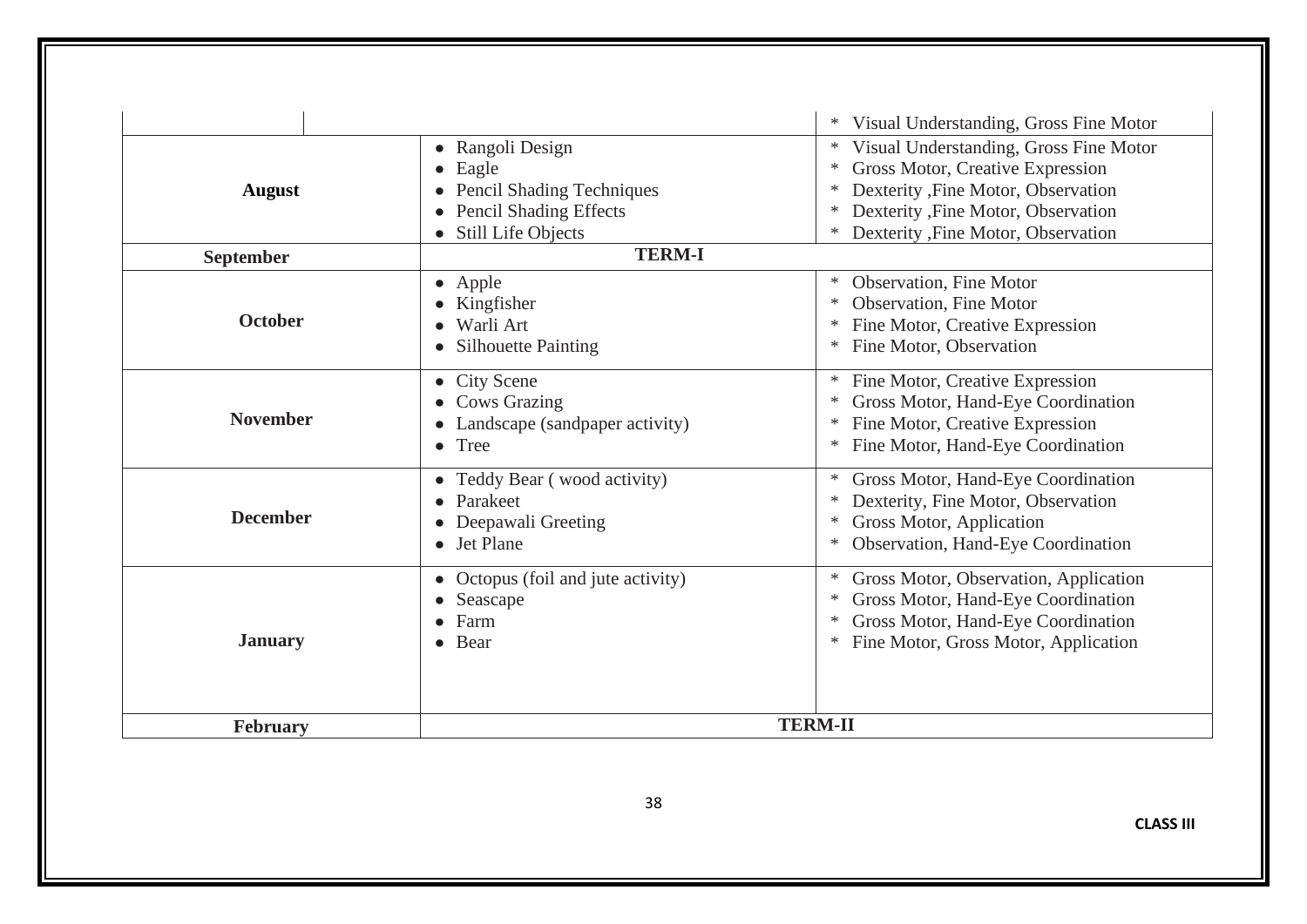| | | |
|---|---|---|
| | | * Visual Understanding, Gross Fine Motor |
| **August** | • Rangoli Design<br>• Eagle<br>• Pencil Shading Techniques<br>• Pencil Shading Effects<br>• Still Life Objects | * Visual Understanding, Gross Fine Motor<br>* Gross Motor, Creative Expression<br>* Dexterity ,Fine Motor, Observation<br>* Dexterity ,Fine Motor, Observation<br>* Dexterity ,Fine Motor, Observation |
| **September** | **TERM-I** | |
| **October** | • Apple<br>• Kingfisher<br>• Warli Art<br>• Silhouette Painting | * Observation, Fine Motor<br>* Observation, Fine Motor<br>* Fine Motor, Creative Expression<br>* Fine Motor, Observation |
| **November** | • City Scene<br>• Cows Grazing<br>• Landscape (sandpaper activity)<br>• Tree | * Fine Motor, Creative Expression<br>* Gross Motor, Hand-Eye Coordination<br>* Fine Motor, Creative Expression<br>* Fine Motor, Hand-Eye Coordination |
| **December** | • Teddy Bear ( wood activity)<br>• Parakeet<br>• Deepawali Greeting<br>• Jet Plane | * Gross Motor, Hand-Eye Coordination<br>* Dexterity, Fine Motor, Observation<br>* Gross Motor, Application<br>* Observation, Hand-Eye Coordination |
| **January** | • Octopus (foil and jute activity)<br>• Seascape<br>• Farm<br>• Bear | * Gross Motor, Observation, Application<br>* Gross Motor, Hand-Eye Coordination<br>* Gross Motor, Hand-Eye Coordination<br>* Fine Motor, Gross Motor, Application |
| **February** | **TERM-II** | |

**CLASS III**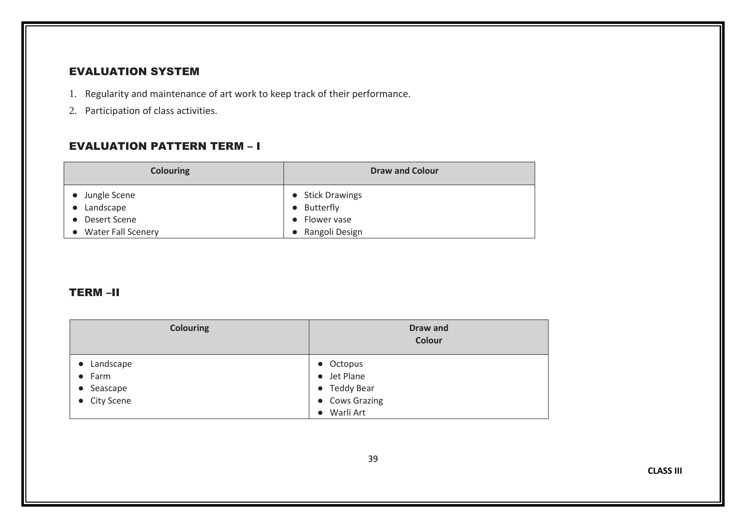## EVALUATION SYSTEM

1. Regularity and maintenance of art work to keep track of their performance.
2. Participation of class activities.

## EVALUATION PATTERN TERM – I

| Colouring | Draw and Colour |
| --- | --- |
| • Jungle Scene<br>• Landscape<br>• Desert Scene<br>• Water Fall Scenery | • Stick Drawings<br>• Butterfly<br>• Flower vase<br>• Rangoli Design |

## TERM –II

| Colouring | Draw and Colour |
| --- | --- |
| • Landscape<br>• Farm<br>• Seascape<br>• City Scene | • Octopus<br>• Jet Plane<br>• Teddy Bear<br>• Cows Grazing<br>• Warli Art |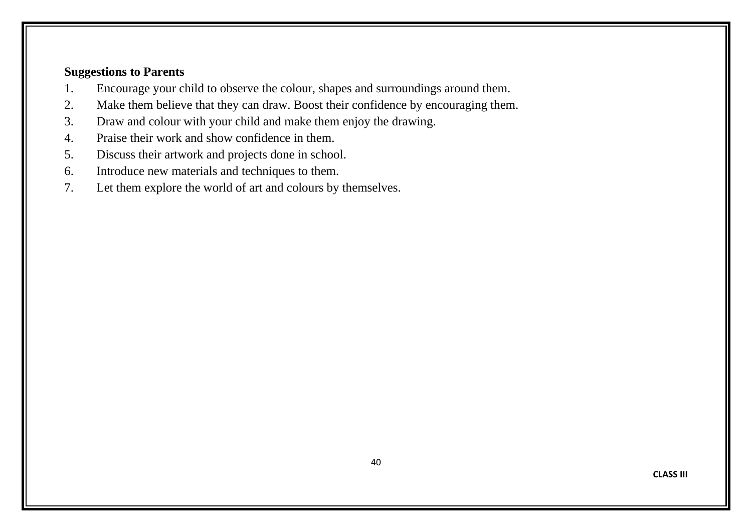**Suggestions to Parents**

1. Encourage your child to observe the colour, shapes and surroundings around them.
2. Make them believe that they can draw. Boost their confidence by encouraging them.
3. Draw and colour with your child and make them enjoy the drawing.
4. Praise their work and show confidence in them.
5. Discuss their artwork and projects done in school.
6. Introduce new materials and techniques to them.
7. Let them explore the world of art and colours by themselves.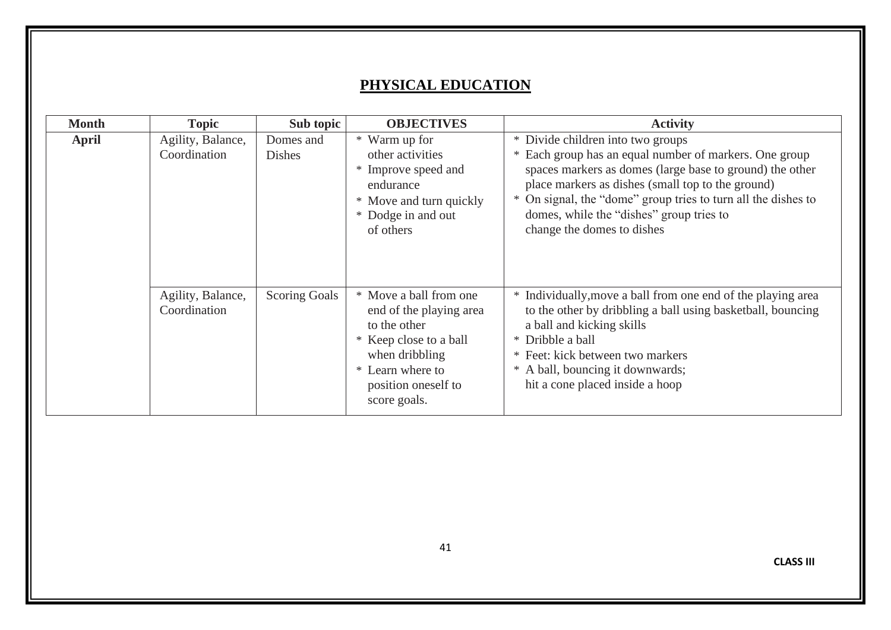# PHYSICAL EDUCATION

| Month | Topic | Sub topic | OBJECTIVES | Activity |
|---|---|---|---|---|
| **April** | Agility, Balance, Coordination | Domes and Dishes | * Warm up for other activities<br>* Improve speed and endurance<br>* Move and turn quickly<br>* Dodge in and out of others | * Divide children into two groups<br>* Each group has an equal number of markers. One group spaces markers as domes (large base to ground) the other place markers as dishes (small top to the ground)<br>* On signal, the "dome" group tries to turn all the dishes to domes, while the "dishes" group tries to change the domes to dishes |
| | Agility, Balance, Coordination | Scoring Goals | * Move a ball from one end of the playing area to the other<br>* Keep close to a ball when dribbling<br>* Learn where to position oneself to score goals. | * Individually,move a ball from one end of the playing area to the other by dribbling a ball using basketball, bouncing a ball and kicking skills<br>* Dribble a ball<br>* Feet: kick between two markers<br>* A ball, bouncing it downwards; hit a cone placed inside a hoop |

CLASS III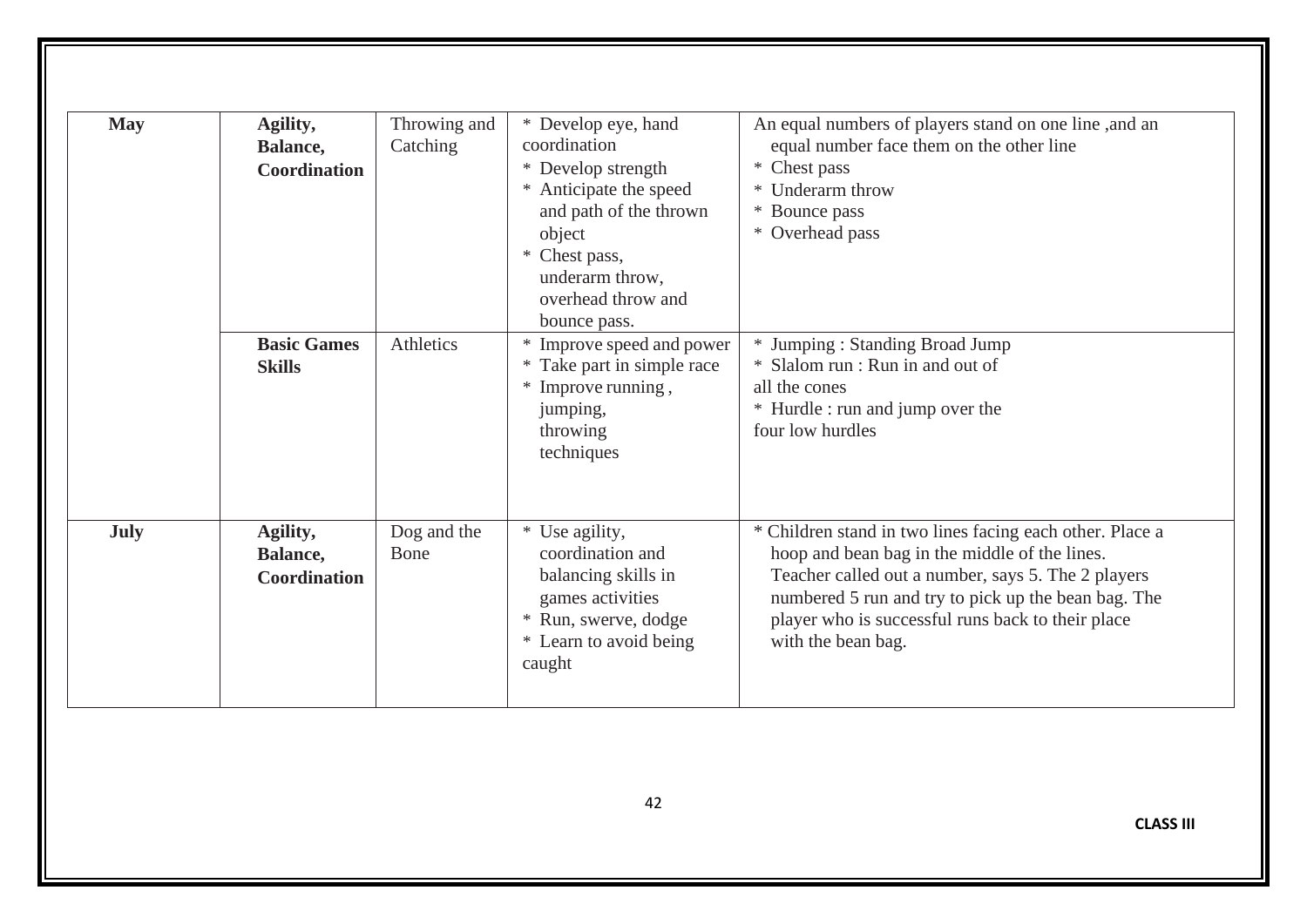| | | | | |
|---|---|---|---|---|
| **May** | **Agility, Balance, Coordination** | Throwing and Catching | * Develop eye, hand coordination<br>* Develop strength<br>* Anticipate the speed and path of the thrown object<br>* Chest pass, underarm throw, overhead throw and bounce pass. | An equal numbers of players stand on one line ,and an equal number face them on the other line<br>* Chest pass<br>* Underarm throw<br>* Bounce pass<br>* Overhead pass |
| | **Basic Games Skills** | Athletics | * Improve speed and power<br>* Take part in simple race<br>* Improve running , jumping, throwing techniques | * Jumping : Standing Broad Jump<br>* Slalom run : Run in and out of all the cones<br>* Hurdle : run and jump over the four low hurdles |
| **July** | **Agility, Balance, Coordination** | Dog and the Bone | * Use agility, coordination and balancing skills in games activities<br>* Run, swerve, dodge<br>* Learn to avoid being caught | * Children stand in two lines facing each other. Place a hoop and bean bag in the middle of the lines. Teacher called out a number, says 5. The 2 players numbered 5 run and try to pick up the bean bag. The player who is successful runs back to their place with the bean bag. |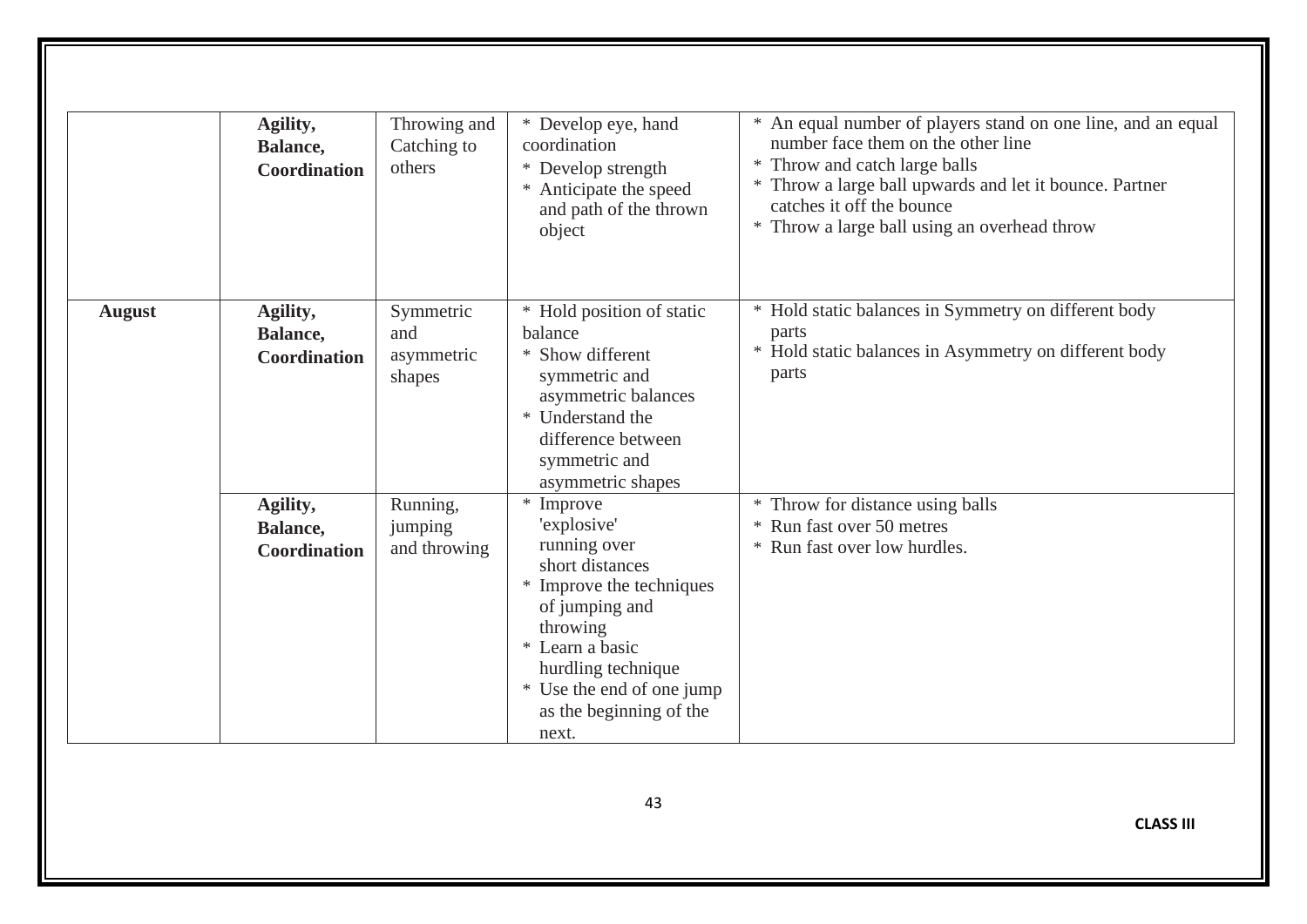| | | | | |
|---|---|---|---|---|
| | **Agility, Balance, Coordination** | Throwing and Catching to others | * Develop eye, hand coordination<br>* Develop strength<br>* Anticipate the speed and path of the thrown object | * An equal number of players stand on one line, and an equal number face them on the other line<br>* Throw and catch large balls<br>* Throw a large ball upwards and let it bounce. Partner catches it off the bounce<br>* Throw a large ball using an overhead throw |
| **August** | **Agility, Balance, Coordination** | Symmetric and asymmetric shapes | * Hold position of static balance<br>* Show different symmetric and asymmetric balances<br>* Understand the difference between symmetric and asymmetric shapes | * Hold static balances in Symmetry on different body parts<br>* Hold static balances in Asymmetry on different body parts |
| | **Agility, Balance, Coordination** | Running, jumping and throwing | * Improve 'explosive' running over short distances<br>* Improve the techniques of jumping and throwing<br>* Learn a basic hurdling technique<br>* Use the end of one jump as the beginning of the next. | * Throw for distance using balls<br>* Run fast over 50 metres<br>* Run fast over low hurdles. |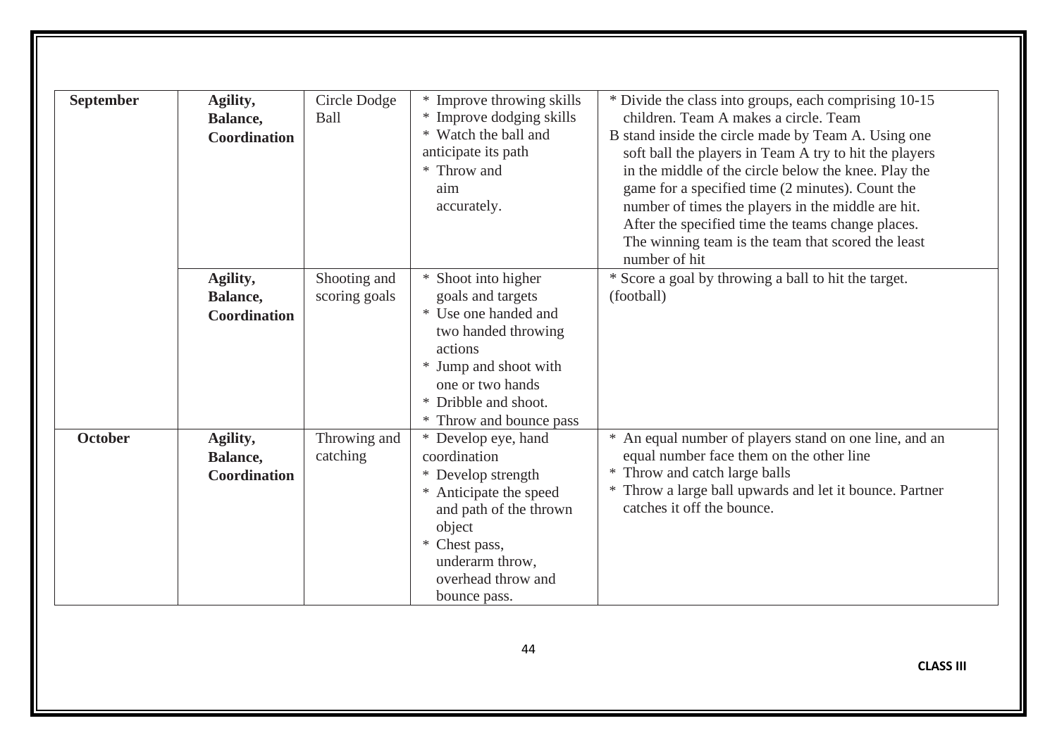| | | | | |
|---|---|---|---|---|
| **September** | **Agility, Balance, Coordination** | Circle Dodge Ball | * Improve throwing skills<br>* Improve dodging skills<br>* Watch the ball and anticipate its path<br>* Throw and aim accurately. | * Divide the class into groups, each comprising 10-15 children. Team A makes a circle. Team B stand inside the circle made by Team A. Using one soft ball the players in Team A try to hit the players in the middle of the circle below the knee. Play the game for a specified time (2 minutes). Count the number of times the players in the middle are hit. After the specified time the teams change places. The winning team is the team that scored the least number of hit |
| | **Agility, Balance, Coordination** | Shooting and scoring goals | * Shoot into higher goals and targets<br>* Use one handed and two handed throwing actions<br>* Jump and shoot with one or two hands<br>* Dribble and shoot.<br>* Throw and bounce pass | * Score a goal by throwing a ball to hit the target. (football) |
| **October** | **Agility, Balance, Coordination** | Throwing and catching | * Develop eye, hand coordination<br>* Develop strength<br>* Anticipate the speed and path of the thrown object<br>* Chest pass, underarm throw, overhead throw and bounce pass. | * An equal number of players stand on one line, and an equal number face them on the other line<br>* Throw and catch large balls<br>* Throw a large ball upwards and let it bounce. Partner catches it off the bounce. |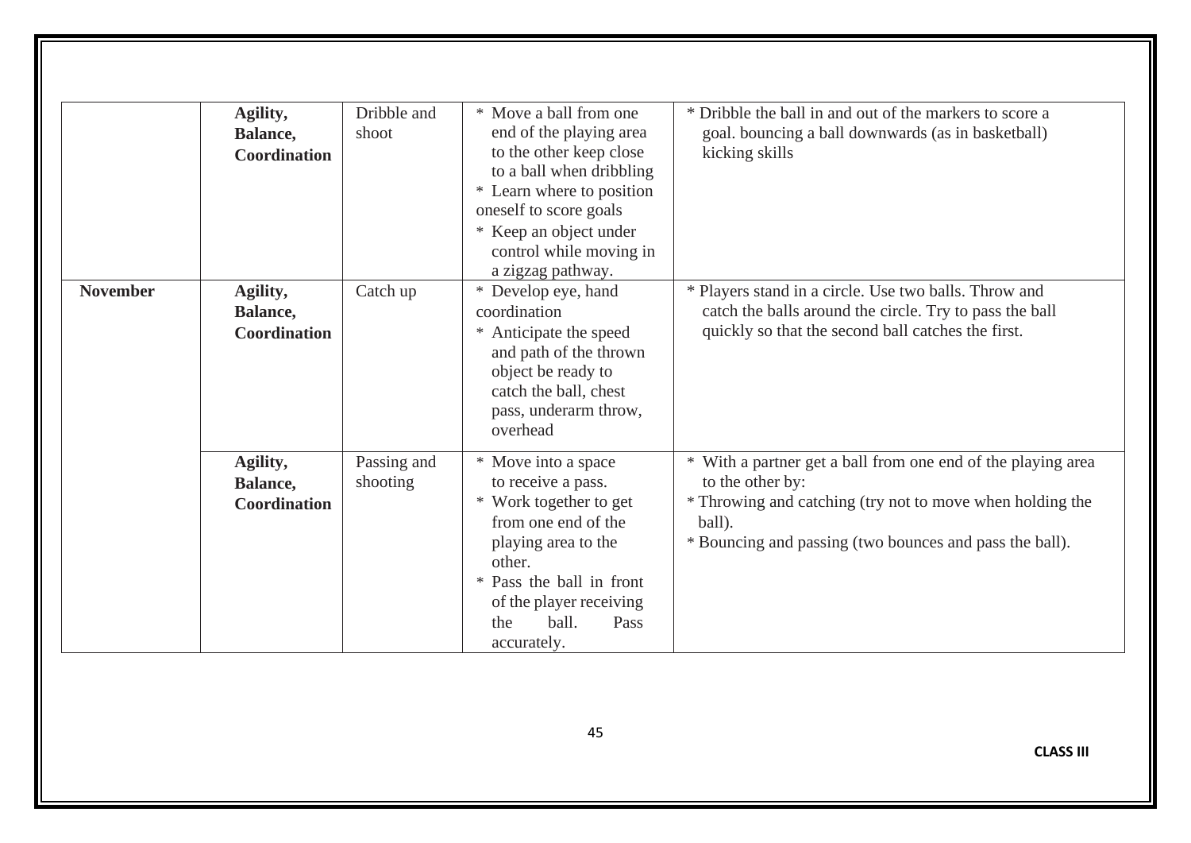| | | | | |
|---|---|---|---|---|
| | **Agility, Balance, Coordination** | Dribble and shoot | * Move a ball from one end of the playing area to the other keep close to a ball when dribbling<br>* Learn where to position oneself to score goals<br>* Keep an object under control while moving in a zigzag pathway. | * Dribble the ball in and out of the markers to score a goal. bouncing a ball downwards (as in basketball) kicking skills |
| **November** | **Agility, Balance, Coordination** | Catch up | * Develop eye, hand coordination<br>* Anticipate the speed and path of the thrown object be ready to catch the ball, chest pass, underarm throw, overhead | * Players stand in a circle. Use two balls. Throw and catch the balls around the circle. Try to pass the ball quickly so that the second ball catches the first. |
| | **Agility, Balance, Coordination** | Passing and shooting | * Move into a space to receive a pass.<br>* Work together to get from one end of the playing area to the other.<br>* Pass the ball in front of the player receiving the ball. Pass accurately. | * With a partner get a ball from one end of the playing area to the other by:<br>* Throwing and catching (try not to move when holding the ball).<br>* Bouncing and passing (two bounces and pass the ball). |

CLASS III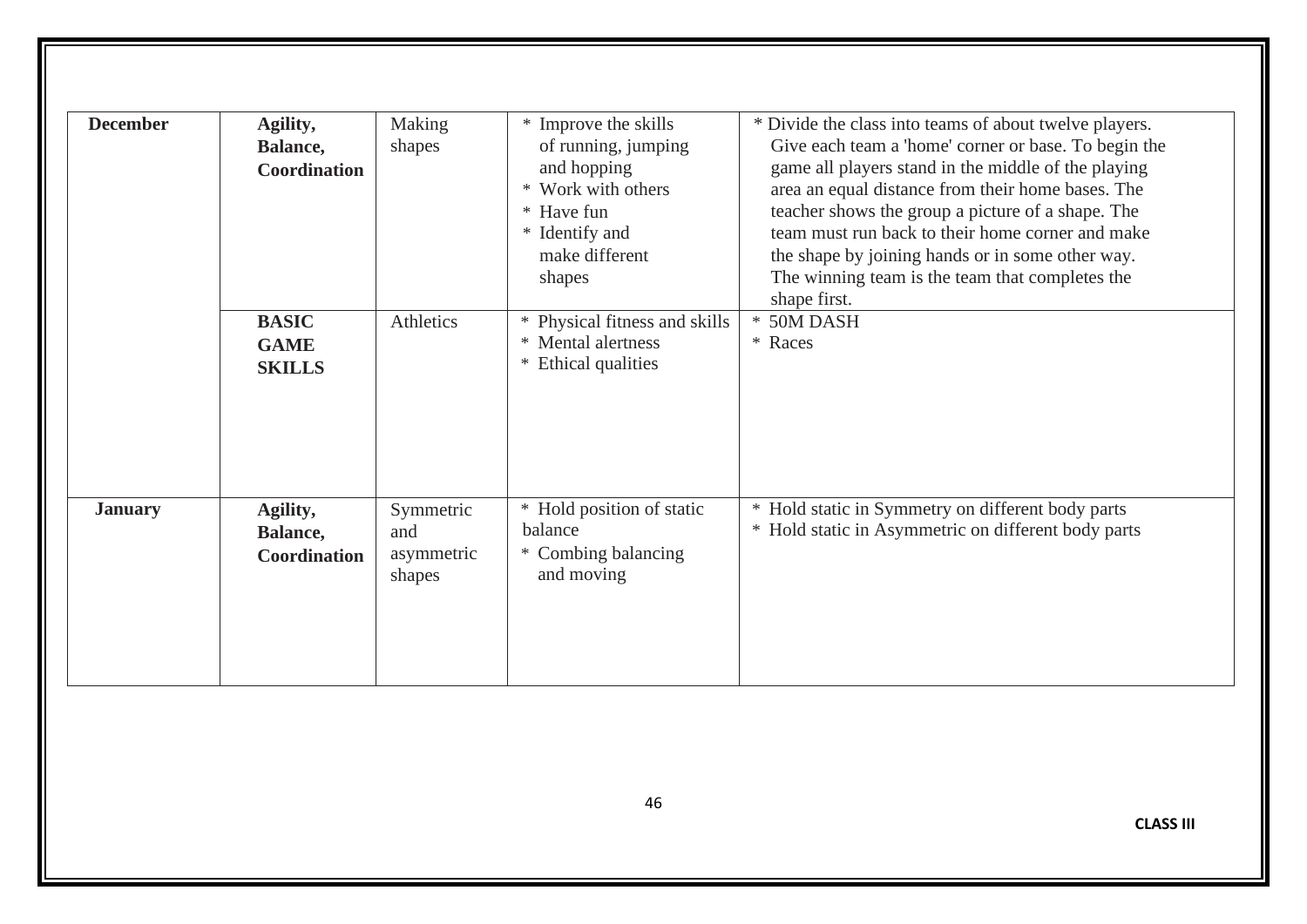| December | **Agility, Balance, Coordination** | Making shapes | * Improve the skills of running, jumping and hopping<br>* Work with others<br>* Have fun<br>* Identify and make different shapes | * Divide the class into teams of about twelve players. Give each team a 'home' corner or base. To begin the game all players stand in the middle of the playing area an equal distance from their home bases. The teacher shows the group a picture of a shape. The team must run back to their home corner and make the shape by joining hands or in some other way. The winning team is the team that completes the shape first. |
|---|---|---|---|---|
| | **BASIC GAME SKILLS** | Athletics | * Physical fitness and skills<br>* Mental alertness<br>* Ethical qualities | * 50M DASH<br>* Races |
| **January** | **Agility, Balance, Coordination** | Symmetric and asymmetric shapes | * Hold position of static balance<br>* Combing balancing and moving | * Hold static in Symmetry on different body parts<br>* Hold static in Asymmetric on different body parts |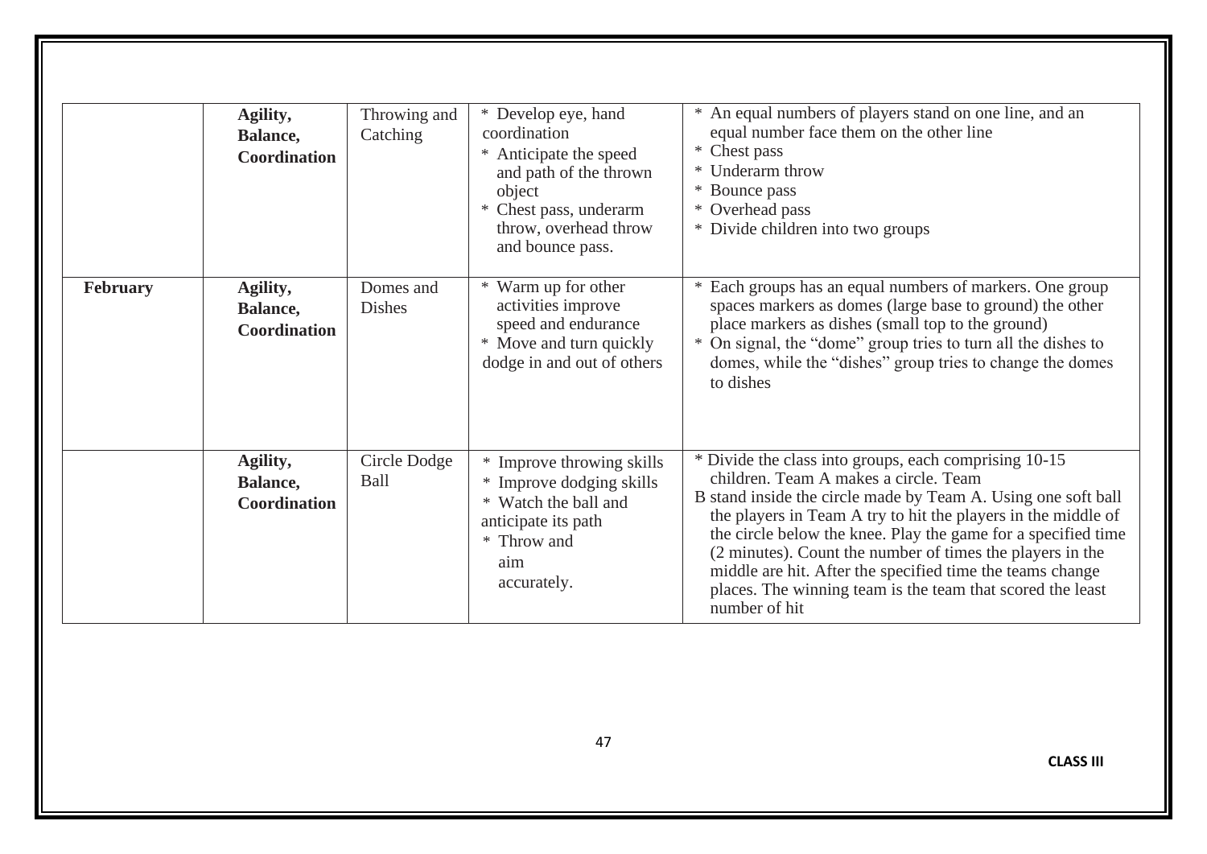| | | | | |
|---|---|---|---|---|
| | **Agility, Balance, Coordination** | Throwing and Catching | * Develop eye, hand coordination<br>* Anticipate the speed and path of the thrown object<br>* Chest pass, underarm throw, overhead throw and bounce pass. | * An equal numbers of players stand on one line, and an equal number face them on the other line<br>* Chest pass<br>* Underarm throw<br>* Bounce pass<br>* Overhead pass<br>* Divide children into two groups |
| **February** | **Agility, Balance, Coordination** | Domes and Dishes | * Warm up for other activities improve speed and endurance<br>* Move and turn quickly dodge in and out of others | * Each groups has an equal numbers of markers. One group spaces markers as domes (large base to ground) the other place markers as dishes (small top to the ground)<br>* On signal, the "dome" group tries to turn all the dishes to domes, while the "dishes" group tries to change the domes to dishes |
| | **Agility, Balance, Coordination** | Circle Dodge Ball | * Improve throwing skills<br>* Improve dodging skills<br>* Watch the ball and anticipate its path<br>* Throw and aim accurately. | * Divide the class into groups, each comprising 10-15 children. Team A makes a circle. Team B stand inside the circle made by Team A. Using one soft ball the players in Team A try to hit the players in the middle of the circle below the knee. Play the game for a specified time (2 minutes). Count the number of times the players in the middle are hit. After the specified time the teams change places. The winning team is the team that scored the least number of hit |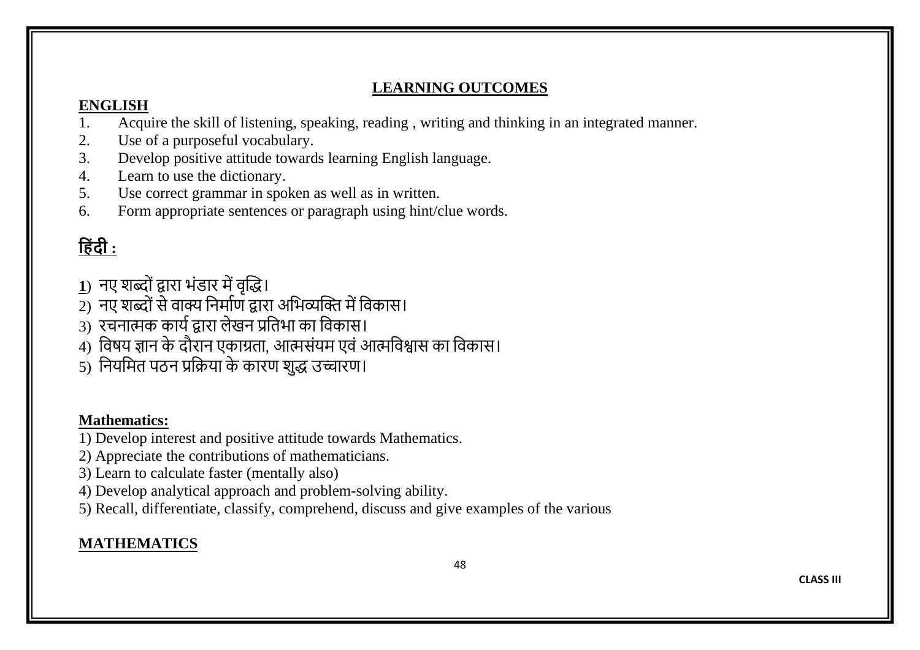## LEARNING OUTCOMES

### ENGLISH

1. Acquire the skill of listening, speaking, reading , writing and thinking in an integrated manner.
2. Use of a purposeful vocabulary.
3. Develop positive attitude towards learning English language.
4. Learn to use the dictionary.
5. Use correct grammar in spoken as well as in written.
6. Form appropriate sentences or paragraph using hint/clue words.

### हिंदी :

1) नए शब्दों द्वारा भंडार में वृद्धि।
2) नए शब्दों से वाक्य निर्माण द्वारा अभिव्यक्ति में विकास।
3) रचनात्मक कार्य द्वारा लेखन प्रतिभा का विकास।
4) विषय ज्ञान के दौरान एकाग्रता, आत्मसंयम एवं आत्मविश्वास का विकास।
5) नियमित पठन प्रक्रिया के कारण शुद्ध उच्चारण।

### Mathematics:

1) Develop interest and positive attitude towards Mathematics.
2) Appreciate the contributions of mathematicians.
3) Learn to calculate faster (mentally also)
4) Develop analytical approach and problem-solving ability.
5) Recall, differentiate, classify, comprehend, discuss and give examples of the various

### MATHEMATICS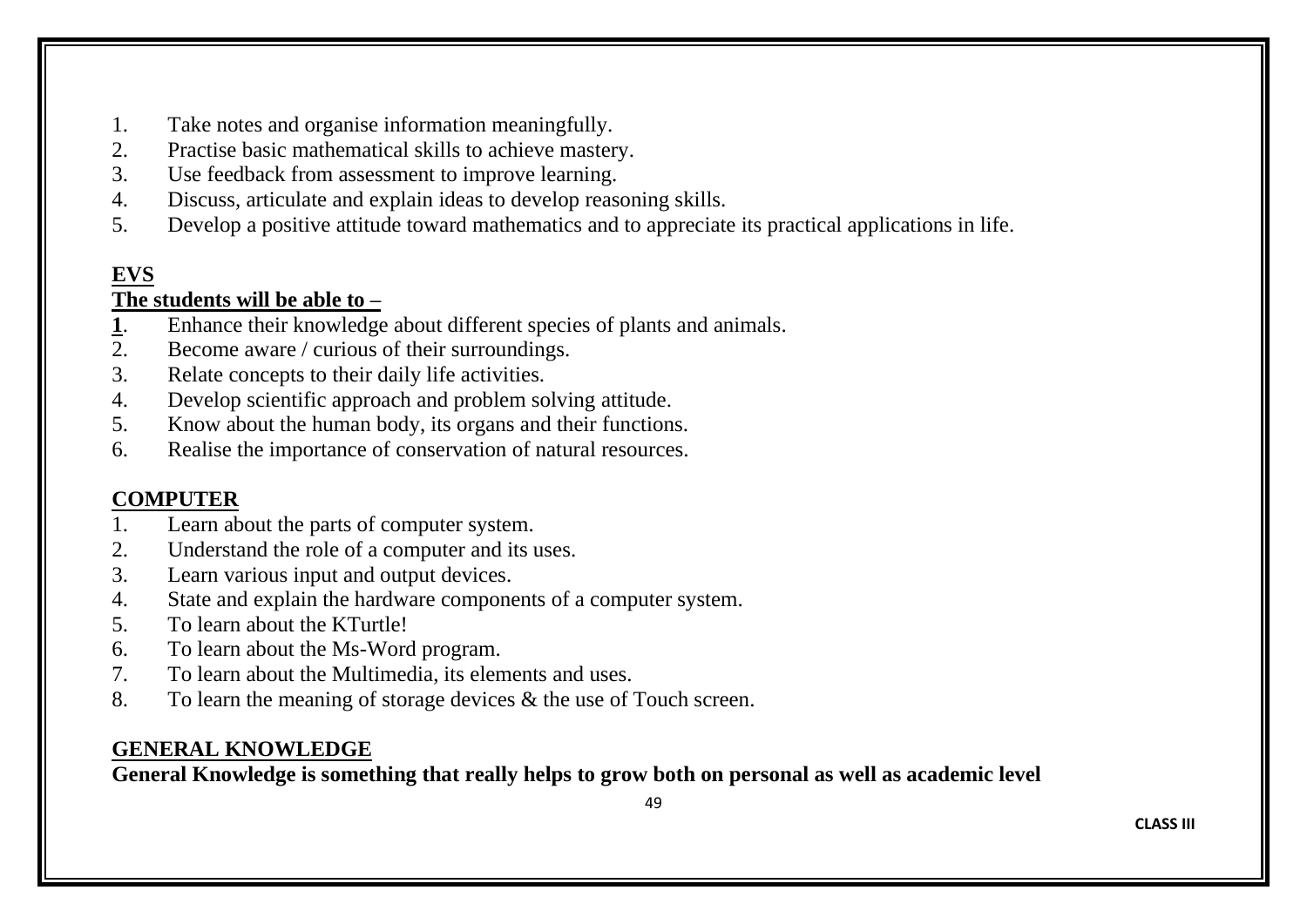1. Take notes and organise information meaningfully.
2. Practise basic mathematical skills to achieve mastery.
3. Use feedback from assessment to improve learning.
4. Discuss, articulate and explain ideas to develop reasoning skills.
5. Develop a positive attitude toward mathematics and to appreciate its practical applications in life.

**EVS**

**The students will be able to –**

1. Enhance their knowledge about different species of plants and animals.
2. Become aware / curious of their surroundings.
3. Relate concepts to their daily life activities.
4. Develop scientific approach and problem solving attitude.
5. Know about the human body, its organs and their functions.
6. Realise the importance of conservation of natural resources.

**COMPUTER**

1. Learn about the parts of computer system.
2. Understand the role of a computer and its uses.
3. Learn various input and output devices.
4. State and explain the hardware components of a computer system.
5. To learn about the KTurtle!
6. To learn about the Ms-Word program.
7. To learn about the Multimedia, its elements and uses.
8. To learn the meaning of storage devices & the use of Touch screen.

**GENERAL KNOWLEDGE**

**General Knowledge is something that really helps to grow both on personal as well as academic level**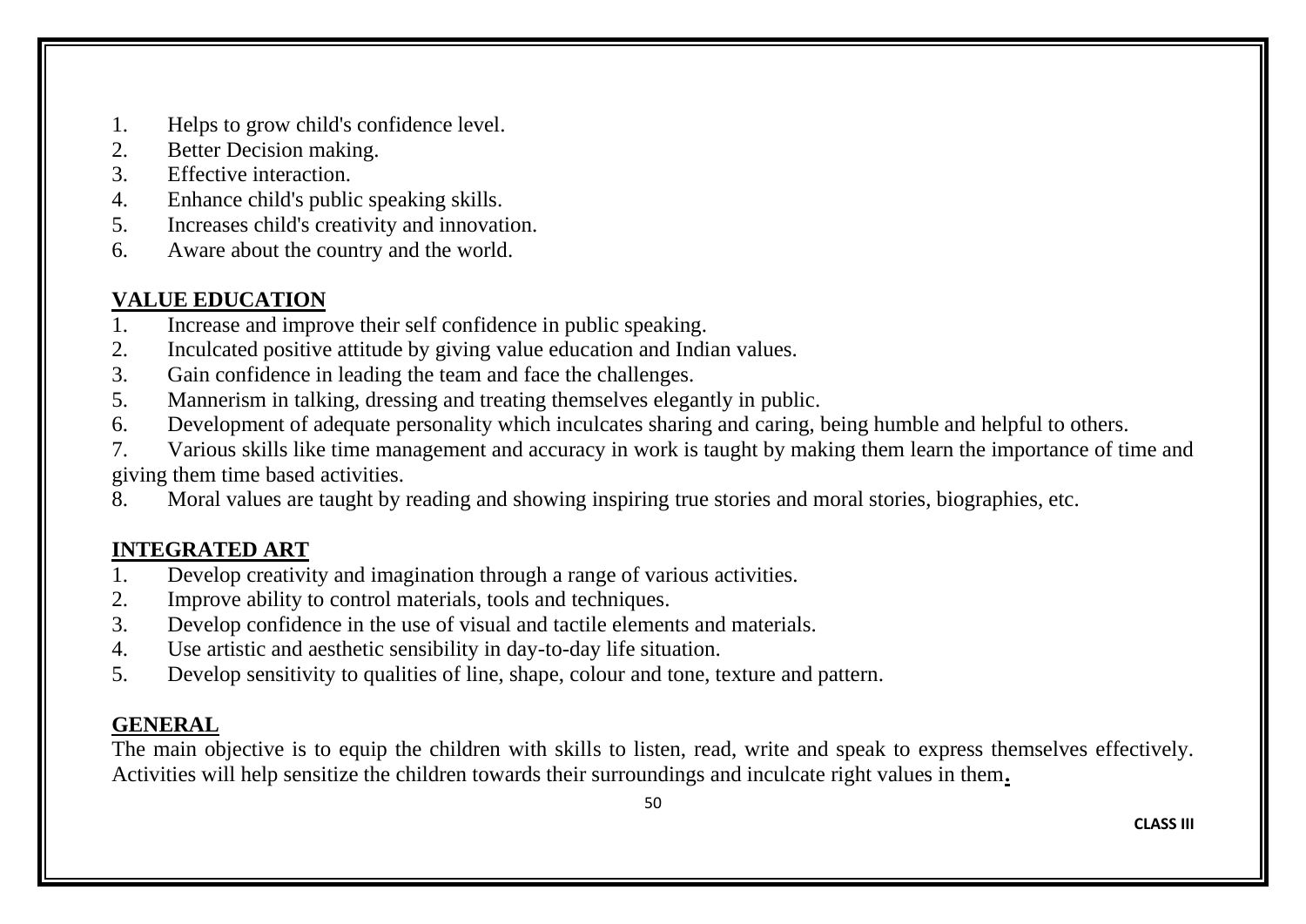1. Helps to grow child's confidence level.
2. Better Decision making.
3. Effective interaction.
4. Enhance child's public speaking skills.
5. Increases child's creativity and innovation.
6. Aware about the country and the world.

## VALUE EDUCATION

1. Increase and improve their self confidence in public speaking.
2. Inculcated positive attitude by giving value education and Indian values.
3. Gain confidence in leading the team and face the challenges.
5. Mannerism in talking, dressing and treating themselves elegantly in public.
6. Development of adequate personality which inculcates sharing and caring, being humble and helpful to others.
7. Various skills like time management and accuracy in work is taught by making them learn the importance of time and giving them time based activities.
8. Moral values are taught by reading and showing inspiring true stories and moral stories, biographies, etc.

## INTEGRATED ART

1. Develop creativity and imagination through a range of various activities.
2. Improve ability to control materials, tools and techniques.
3. Develop confidence in the use of visual and tactile elements and materials.
4. Use artistic and aesthetic sensibility in day-to-day life situation.
5. Develop sensitivity to qualities of line, shape, colour and tone, texture and pattern.

## GENERAL

The main objective is to equip the children with skills to listen, read, write and speak to express themselves effectively. Activities will help sensitize the children towards their surroundings and inculcate right values in them.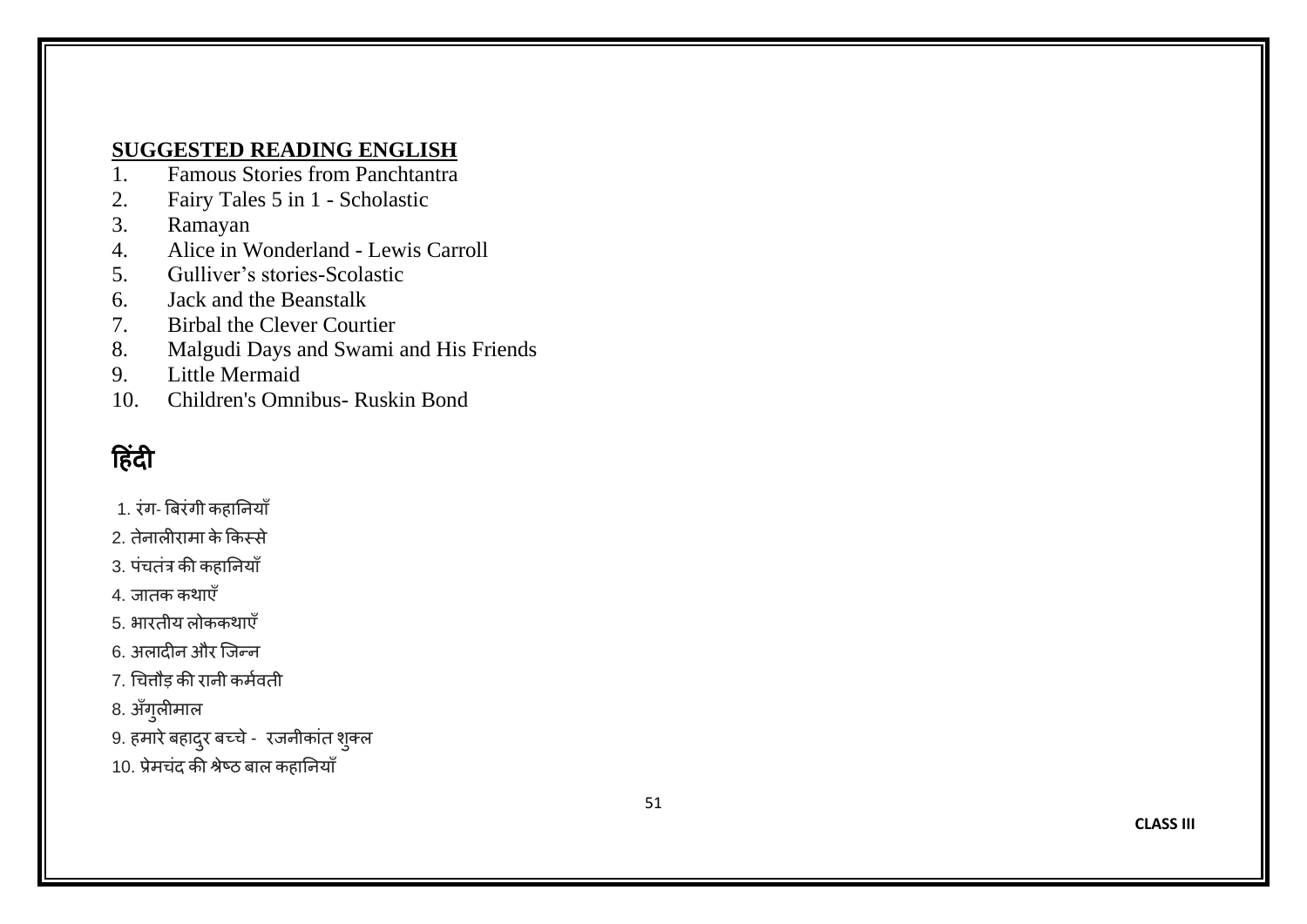## SUGGESTED READING ENGLISH

1. Famous Stories from Panchtantra
2. Fairy Tales 5 in 1 - Scholastic
3. Ramayan
4. Alice in Wonderland - Lewis Carroll
5. Gulliver's stories-Scolastic
6. Jack and the Beanstalk
7. Birbal the Clever Courtier
8. Malgudi Days and Swami and His Friends
9. Little Mermaid
10. Children's Omnibus- Ruskin Bond

## हिंदी

1. रंग- बिरंगी कहानियाँ
2. तेनालीरामा के किस्से
3. पंचतंत्र की कहानियाँ
4. जातक कथाएँ
5. भारतीय लोककथाएँ
6. अलादीन और जिन्न
7. चित्तौड़ की रानी कर्मवती
8. अँगुलीमाल
9. हमारे बहादुर बच्चे - रजनीकांत शुक्ल
10. प्रेमचंद की श्रेष्ठ बाल कहानियाँ

CLASS III